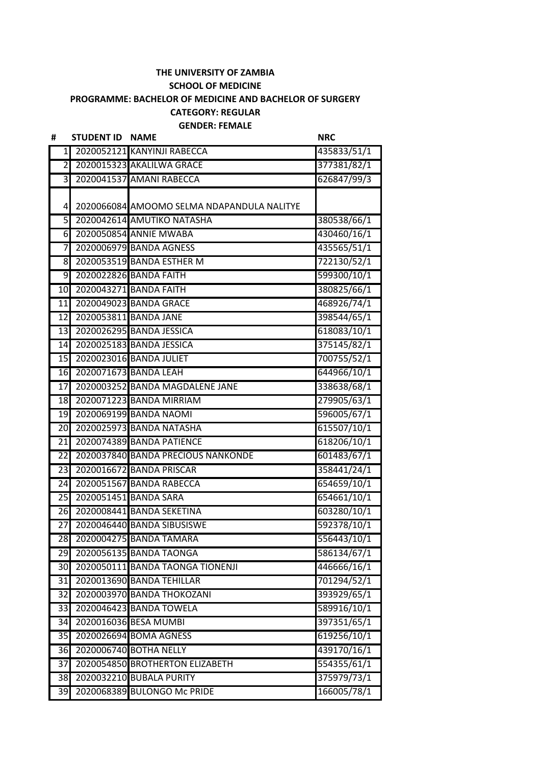**THE UNIVERSITY OF ZAMBIA**
**SCHOOL OF MEDICINE**
**PROGRAMME: BACHELOR OF MEDICINE AND BACHELOR OF SURGERY**
**CATEGORY: REGULAR**
**GENDER: FEMALE**

| # | STUDENT ID | NAME | NRC |
|---|---|---|---|
| 1 | 2020052121 | KANYINJI RABECCA | 435833/51/1 |
| 2 | 2020015323 | AKALILWA GRACE | 377381/82/1 |
| 3 | 2020041537 | AMANI RABECCA | 626847/99/3 |
| 4 | 2020066084 | AMOOMO SELMA NDAPANDULA NALITYE | |
| 5 | 2020042614 | AMUTIKO NATASHA | 380538/66/1 |
| 6 | 2020050854 | ANNIE MWABA | 430460/16/1 |
| 7 | 2020006979 | BANDA AGNESS | 435565/51/1 |
| 8 | 2020053519 | BANDA ESTHER M | 722130/52/1 |
| 9 | 2020022826 | BANDA FAITH | 599300/10/1 |
| 10 | 2020043271 | BANDA FAITH | 380825/66/1 |
| 11 | 2020049023 | BANDA GRACE | 468926/74/1 |
| 12 | 2020053811 | BANDA JANE | 398544/65/1 |
| 13 | 2020026295 | BANDA JESSICA | 618083/10/1 |
| 14 | 2020025183 | BANDA JESSICA | 375145/82/1 |
| 15 | 2020023016 | BANDA JULIET | 700755/52/1 |
| 16 | 2020071673 | BANDA LEAH | 644966/10/1 |
| 17 | 2020003252 | BANDA MAGDALENE JANE | 338638/68/1 |
| 18 | 2020071223 | BANDA MIRRIAM | 279905/63/1 |
| 19 | 2020069199 | BANDA NAOMI | 596005/67/1 |
| 20 | 2020025973 | BANDA NATASHA | 615507/10/1 |
| 21 | 2020074389 | BANDA PATIENCE | 618206/10/1 |
| 22 | 2020037840 | BANDA PRECIOUS NANKONDE | 601483/67/1 |
| 23 | 2020016672 | BANDA PRISCAR | 358441/24/1 |
| 24 | 2020051567 | BANDA RABECCA | 654659/10/1 |
| 25 | 2020051451 | BANDA SARA | 654661/10/1 |
| 26 | 2020008441 | BANDA SEKETINA | 603280/10/1 |
| 27 | 2020046440 | BANDA SIBUSISWE | 592378/10/1 |
| 28 | 2020004275 | BANDA TAMARA | 556443/10/1 |
| 29 | 2020056135 | BANDA TAONGA | 586134/67/1 |
| 30 | 2020050111 | BANDA TAONGA TIONENJI | 446666/16/1 |
| 31 | 2020013690 | BANDA TEHILLAR | 701294/52/1 |
| 32 | 2020003970 | BANDA THOKOZANI | 393929/65/1 |
| 33 | 2020046423 | BANDA TOWELA | 589916/10/1 |
| 34 | 2020016036 | BESA MUMBI | 397351/65/1 |
| 35 | 2020026694 | BOMA AGNESS | 619256/10/1 |
| 36 | 2020006740 | BOTHA NELLY | 439170/16/1 |
| 37 | 2020054850 | BROTHERTON ELIZABETH | 554355/61/1 |
| 38 | 2020032210 | BUBALA PURITY | 375979/73/1 |
| 39 | 2020068389 | BULONGO Mc PRIDE | 166005/78/1 |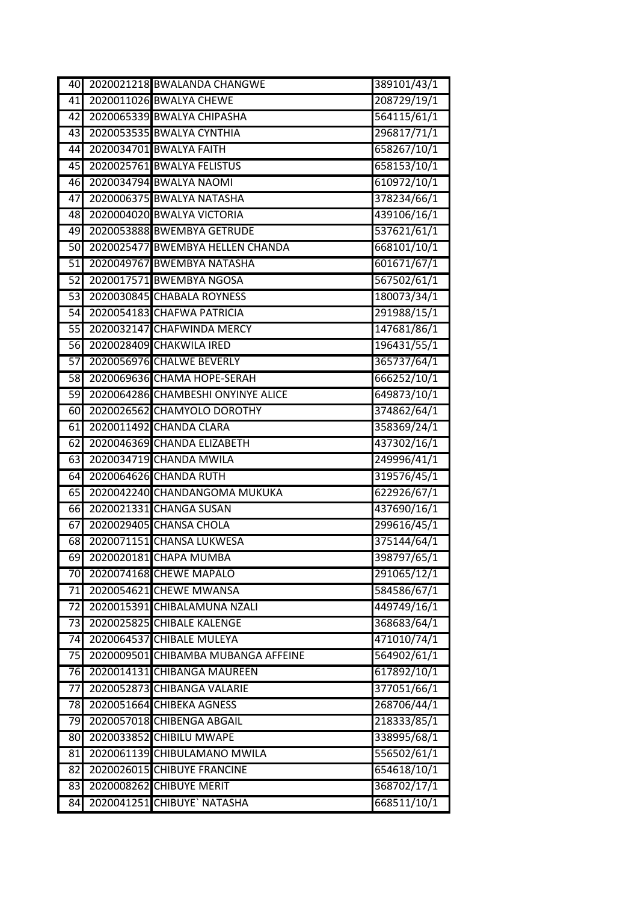| | | | |
|---|---|---|---|
| 40 | 2020021218 | BWALANDA CHANGWE | 389101/43/1 |
| 41 | 2020011026 | BWALYA CHEWE | 208729/19/1 |
| 42 | 2020065339 | BWALYA CHIPASHA | 564115/61/1 |
| 43 | 2020053535 | BWALYA CYNTHIA | 296817/71/1 |
| 44 | 2020034701 | BWALYA FAITH | 658267/10/1 |
| 45 | 2020025761 | BWALYA FELISTUS | 658153/10/1 |
| 46 | 2020034794 | BWALYA NAOMI | 610972/10/1 |
| 47 | 2020006375 | BWALYA NATASHA | 378234/66/1 |
| 48 | 2020004020 | BWALYA VICTORIA | 439106/16/1 |
| 49 | 2020053888 | BWEMBYA GETRUDE | 537621/61/1 |
| 50 | 2020025477 | BWEMBYA HELLEN CHANDA | 668101/10/1 |
| 51 | 2020049767 | BWEMBYA NATASHA | 601671/67/1 |
| 52 | 2020017571 | BWEMBYA NGOSA | 567502/61/1 |
| 53 | 2020030845 | CHABALA ROYNESS | 180073/34/1 |
| 54 | 2020054183 | CHAFWA PATRICIA | 291988/15/1 |
| 55 | 2020032147 | CHAFWINDA MERCY | 147681/86/1 |
| 56 | 2020028409 | CHAKWILA IRED | 196431/55/1 |
| 57 | 2020056976 | CHALWE BEVERLY | 365737/64/1 |
| 58 | 2020069636 | CHAMA HOPE-SERAH | 666252/10/1 |
| 59 | 2020064286 | CHAMBESHI ONYINYE ALICE | 649873/10/1 |
| 60 | 2020026562 | CHAMYOLO DOROTHY | 374862/64/1 |
| 61 | 2020011492 | CHANDA CLARA | 358369/24/1 |
| 62 | 2020046369 | CHANDA ELIZABETH | 437302/16/1 |
| 63 | 2020034719 | CHANDA MWILA | 249996/41/1 |
| 64 | 2020064626 | CHANDA RUTH | 319576/45/1 |
| 65 | 2020042240 | CHANDANGOMA MUKUKA | 622926/67/1 |
| 66 | 2020021331 | CHANGA SUSAN | 437690/16/1 |
| 67 | 2020029405 | CHANSA CHOLA | 299616/45/1 |
| 68 | 2020071151 | CHANSA LUKWESA | 375144/64/1 |
| 69 | 2020020181 | CHAPA MUMBA | 398797/65/1 |
| 70 | 2020074168 | CHEWE MAPALO | 291065/12/1 |
| 71 | 2020054621 | CHEWE MWANSA | 584586/67/1 |
| 72 | 2020015391 | CHIBALAMUNA NZALI | 449749/16/1 |
| 73 | 2020025825 | CHIBALE KALENGE | 368683/64/1 |
| 74 | 2020064537 | CHIBALE MULEYA | 471010/74/1 |
| 75 | 2020009501 | CHIBAMBA MUBANGA AFFEINE | 564902/61/1 |
| 76 | 2020014131 | CHIBANGA MAUREEN | 617892/10/1 |
| 77 | 2020052873 | CHIBANGA VALARIE | 377051/66/1 |
| 78 | 2020051664 | CHIBEKA AGNESS | 268706/44/1 |
| 79 | 2020057018 | CHIBENGA ABGAIL | 218333/85/1 |
| 80 | 2020033852 | CHIBILU MWAPE | 338995/68/1 |
| 81 | 2020061139 | CHIBULAMANO MWILA | 556502/61/1 |
| 82 | 2020026015 | CHIBUYE FRANCINE | 654618/10/1 |
| 83 | 2020008262 | CHIBUYE MERIT | 368702/17/1 |
| 84 | 2020041251 | CHIBUYE` NATASHA | 668511/10/1 |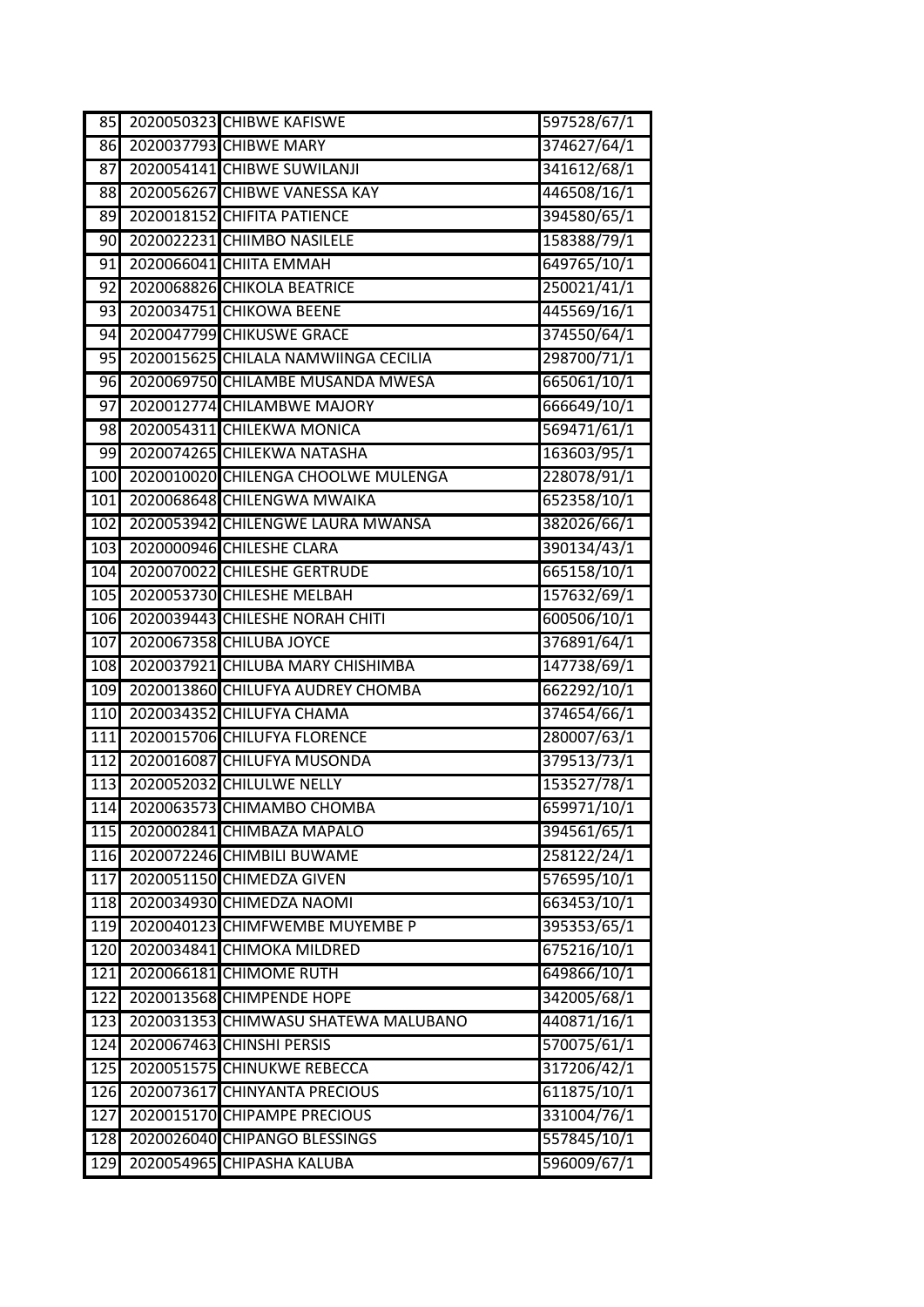| | | | |
|---|---|---|---|
| 85 | 2020050323 | CHIBWE KAFISWE | 597528/67/1 |
| 86 | 2020037793 | CHIBWE MARY | 374627/64/1 |
| 87 | 2020054141 | CHIBWE SUWILANJI | 341612/68/1 |
| 88 | 2020056267 | CHIBWE VANESSA KAY | 446508/16/1 |
| 89 | 2020018152 | CHIFITA PATIENCE | 394580/65/1 |
| 90 | 2020022231 | CHIIMBO NASILELE | 158388/79/1 |
| 91 | 2020066041 | CHIITA EMMAH | 649765/10/1 |
| 92 | 2020068826 | CHIKOLA BEATRICE | 250021/41/1 |
| 93 | 2020034751 | CHIKOWA BEENE | 445569/16/1 |
| 94 | 2020047799 | CHIKUSWE GRACE | 374550/64/1 |
| 95 | 2020015625 | CHILALA NAMWIINGA CECILIA | 298700/71/1 |
| 96 | 2020069750 | CHILAMBE MUSANDA MWESA | 665061/10/1 |
| 97 | 2020012774 | CHILAMBWE MAJORY | 666649/10/1 |
| 98 | 2020054311 | CHILEKWA MONICA | 569471/61/1 |
| 99 | 2020074265 | CHILEKWA NATASHA | 163603/95/1 |
| 100 | 2020010020 | CHILENGA CHOOLWE MULENGA | 228078/91/1 |
| 101 | 2020068648 | CHILENGWA MWAIKA | 652358/10/1 |
| 102 | 2020053942 | CHILENGWE LAURA MWANSA | 382026/66/1 |
| 103 | 2020000946 | CHILESHE CLARA | 390134/43/1 |
| 104 | 2020070022 | CHILESHE GERTRUDE | 665158/10/1 |
| 105 | 2020053730 | CHILESHE MELBAH | 157632/69/1 |
| 106 | 2020039443 | CHILESHE NORAH CHITI | 600506/10/1 |
| 107 | 2020067358 | CHILUBA JOYCE | 376891/64/1 |
| 108 | 2020037921 | CHILUBA MARY CHISHIMBA | 147738/69/1 |
| 109 | 2020013860 | CHILUFYA AUDREY CHOMBA | 662292/10/1 |
| 110 | 2020034352 | CHILUFYA CHAMA | 374654/66/1 |
| 111 | 2020015706 | CHILUFYA FLORENCE | 280007/63/1 |
| 112 | 2020016087 | CHILUFYA MUSONDA | 379513/73/1 |
| 113 | 2020052032 | CHILULWE NELLY | 153527/78/1 |
| 114 | 2020063573 | CHIMAMBO CHOMBA | 659971/10/1 |
| 115 | 2020002841 | CHIMBAZA MAPALO | 394561/65/1 |
| 116 | 2020072246 | CHIMBILI BUWAME | 258122/24/1 |
| 117 | 2020051150 | CHIMEDZA GIVEN | 576595/10/1 |
| 118 | 2020034930 | CHIMEDZA NAOMI | 663453/10/1 |
| 119 | 2020040123 | CHIMFWEMBE MUYEMBE P | 395353/65/1 |
| 120 | 2020034841 | CHIMOKA MILDRED | 675216/10/1 |
| 121 | 2020066181 | CHIMOME RUTH | 649866/10/1 |
| 122 | 2020013568 | CHIMPENDE HOPE | 342005/68/1 |
| 123 | 2020031353 | CHIMWASU SHATEWA MALUBANO | 440871/16/1 |
| 124 | 2020067463 | CHINSHI PERSIS | 570075/61/1 |
| 125 | 2020051575 | CHINUKWE REBECCA | 317206/42/1 |
| 126 | 2020073617 | CHINYANTA PRECIOUS | 611875/10/1 |
| 127 | 2020015170 | CHIPAMPE PRECIOUS | 331004/76/1 |
| 128 | 2020026040 | CHIPANGO BLESSINGS | 557845/10/1 |
| 129 | 2020054965 | CHIPASHA KALUBA | 596009/67/1 |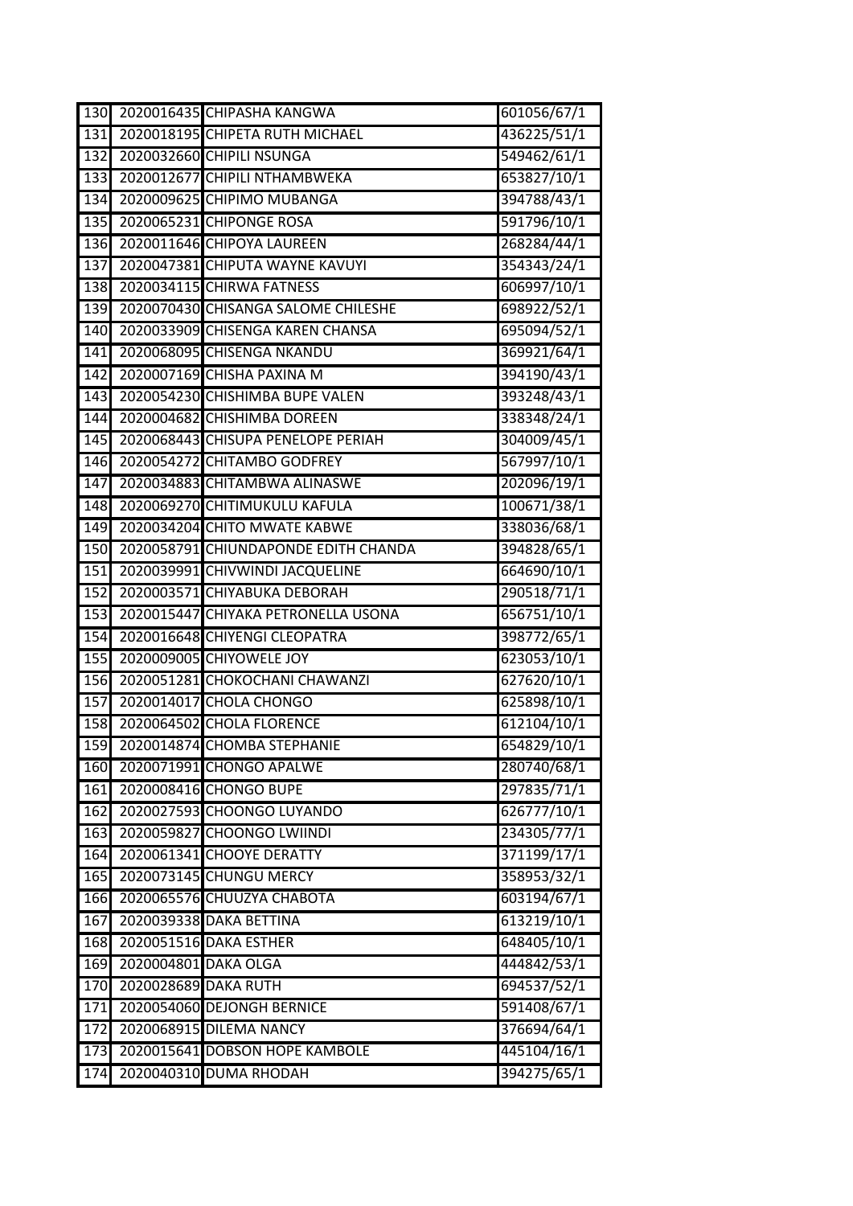| | | | |
|---|---|---|---|
| 130 | 2020016435 | CHIPASHA KANGWA | 601056/67/1 |
| 131 | 2020018195 | CHIPETA RUTH MICHAEL | 436225/51/1 |
| 132 | 2020032660 | CHIPILI NSUNGA | 549462/61/1 |
| 133 | 2020012677 | CHIPILI NTHAMBWEKA | 653827/10/1 |
| 134 | 2020009625 | CHIPIMO MUBANGA | 394788/43/1 |
| 135 | 2020065231 | CHIPONGE ROSA | 591796/10/1 |
| 136 | 2020011646 | CHIPOYA LAUREEN | 268284/44/1 |
| 137 | 2020047381 | CHIPUTA WAYNE KAVUYI | 354343/24/1 |
| 138 | 2020034115 | CHIRWA FATNESS | 606997/10/1 |
| 139 | 2020070430 | CHISANGA SALOME CHILESHE | 698922/52/1 |
| 140 | 2020033909 | CHISENGA KAREN CHANSA | 695094/52/1 |
| 141 | 2020068095 | CHISENGA NKANDU | 369921/64/1 |
| 142 | 2020007169 | CHISHA PAXINA M | 394190/43/1 |
| 143 | 2020054230 | CHISHIMBA BUPE VALEN | 393248/43/1 |
| 144 | 2020004682 | CHISHIMBA DOREEN | 338348/24/1 |
| 145 | 2020068443 | CHISUPA PENELOPE PERIAH | 304009/45/1 |
| 146 | 2020054272 | CHITAMBO GODFREY | 567997/10/1 |
| 147 | 2020034883 | CHITAMBWA ALINASWE | 202096/19/1 |
| 148 | 2020069270 | CHITIMUKULU KAFULA | 100671/38/1 |
| 149 | 2020034204 | CHITO MWATE KABWE | 338036/68/1 |
| 150 | 2020058791 | CHIUNDAPONDE EDITH CHANDA | 394828/65/1 |
| 151 | 2020039991 | CHIVWINDI JACQUELINE | 664690/10/1 |
| 152 | 2020003571 | CHIYABUKA DEBORAH | 290518/71/1 |
| 153 | 2020015447 | CHIYAKA PETRONELLA USONA | 656751/10/1 |
| 154 | 2020016648 | CHIYENGI CLEOPATRA | 398772/65/1 |
| 155 | 2020009005 | CHIYOWELE JOY | 623053/10/1 |
| 156 | 2020051281 | CHOKOCHANI CHAWANZI | 627620/10/1 |
| 157 | 2020014017 | CHOLA CHONGO | 625898/10/1 |
| 158 | 2020064502 | CHOLA FLORENCE | 612104/10/1 |
| 159 | 2020014874 | CHOMBA STEPHANIE | 654829/10/1 |
| 160 | 2020071991 | CHONGO APALWE | 280740/68/1 |
| 161 | 2020008416 | CHONGO BUPE | 297835/71/1 |
| 162 | 2020027593 | CHOONGO LUYANDO | 626777/10/1 |
| 163 | 2020059827 | CHOONGO LWIINDI | 234305/77/1 |
| 164 | 2020061341 | CHOOYE DERATTY | 371199/17/1 |
| 165 | 2020073145 | CHUNGU MERCY | 358953/32/1 |
| 166 | 2020065576 | CHUUZYA CHABOTA | 603194/67/1 |
| 167 | 2020039338 | DAKA BETTINA | 613219/10/1 |
| 168 | 2020051516 | DAKA ESTHER | 648405/10/1 |
| 169 | 2020004801 | DAKA OLGA | 444842/53/1 |
| 170 | 2020028689 | DAKA RUTH | 694537/52/1 |
| 171 | 2020054060 | DEJONGH BERNICE | 591408/67/1 |
| 172 | 2020068915 | DILEMA NANCY | 376694/64/1 |
| 173 | 2020015641 | DOBSON HOPE KAMBOLE | 445104/16/1 |
| 174 | 2020040310 | DUMA RHODAH | 394275/65/1 |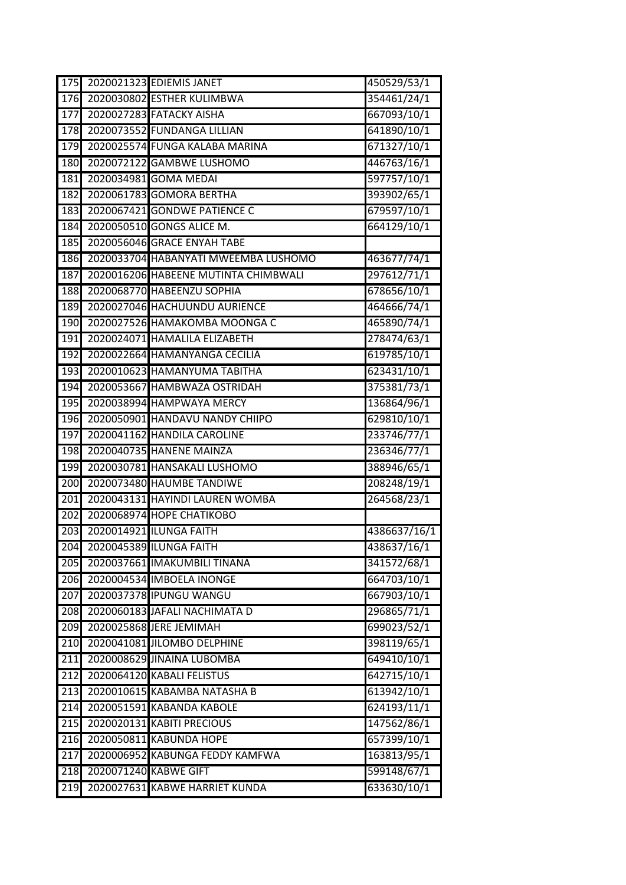| 175 | 2020021323 | EDIEMIS JANET | 450529/53/1 |
|---|---|---|---|
| 176 | 2020030802 | ESTHER KULIMBWA | 354461/24/1 |
| 177 | 2020027283 | FATACKY AISHA | 667093/10/1 |
| 178 | 2020073552 | FUNDANGA LILLIAN | 641890/10/1 |
| 179 | 2020025574 | FUNGA KALABA MARINA | 671327/10/1 |
| 180 | 2020072122 | GAMBWE LUSHOMO | 446763/16/1 |
| 181 | 2020034981 | GOMA MEDAI | 597757/10/1 |
| 182 | 2020061783 | GOMORA BERTHA | 393902/65/1 |
| 183 | 2020067421 | GONDWE PATIENCE C | 679597/10/1 |
| 184 | 2020050510 | GONGS ALICE M. | 664129/10/1 |
| 185 | 2020056046 | GRACE ENYAH TABE | |
| 186 | 2020033704 | HABANYATI MWEEMBA LUSHOMO | 463677/74/1 |
| 187 | 2020016206 | HABEENE MUTINTA CHIMBWALI | 297612/71/1 |
| 188 | 2020068770 | HABEENZU SOPHIA | 678656/10/1 |
| 189 | 2020027046 | HACHUUNDU AURIENCE | 464666/74/1 |
| 190 | 2020027526 | HAMAKOMBA MOONGA C | 465890/74/1 |
| 191 | 2020024071 | HAMALILA ELIZABETH | 278474/63/1 |
| 192 | 2020022664 | HAMANYANGA CECILIA | 619785/10/1 |
| 193 | 2020010623 | HAMANYUMA TABITHA | 623431/10/1 |
| 194 | 2020053667 | HAMBWAZA OSTRIDAH | 375381/73/1 |
| 195 | 2020038994 | HAMPWAYA MERCY | 136864/96/1 |
| 196 | 2020050901 | HANDAVU NANDY CHIIPO | 629810/10/1 |
| 197 | 2020041162 | HANDILA CAROLINE | 233746/77/1 |
| 198 | 2020040735 | HANENE MAINZA | 236346/77/1 |
| 199 | 2020030781 | HANSAKALI LUSHOMO | 388946/65/1 |
| 200 | 2020073480 | HAUMBE TANDIWE | 208248/19/1 |
| 201 | 2020043131 | HAYINDI LAUREN WOMBA | 264568/23/1 |
| 202 | 2020068974 | HOPE CHATIKOBO | |
| 203 | 2020014921 | ILUNGA FAITH | 4386637/16/1 |
| 204 | 2020045389 | ILUNGA FAITH | 438637/16/1 |
| 205 | 2020037661 | IMAKUMBILI TINANA | 341572/68/1 |
| 206 | 2020004534 | IMBOELA INONGE | 664703/10/1 |
| 207 | 2020037378 | IPUNGU WANGU | 667903/10/1 |
| 208 | 2020060183 | JAFALI NACHIMATA D | 296865/71/1 |
| 209 | 2020025868 | JERE JEMIMAH | 699023/52/1 |
| 210 | 2020041081 | JILOMBO DELPHINE | 398119/65/1 |
| 211 | 2020008629 | JINAINA LUBOMBA | 649410/10/1 |
| 212 | 2020064120 | KABALI FELISTUS | 642715/10/1 |
| 213 | 2020010615 | KABAMBA NATASHA B | 613942/10/1 |
| 214 | 2020051591 | KABANDA KABOLE | 624193/11/1 |
| 215 | 2020020131 | KABITI PRECIOUS | 147562/86/1 |
| 216 | 2020050811 | KABUNDA HOPE | 657399/10/1 |
| 217 | 2020006952 | KABUNGA FEDDY KAMFWA | 163813/95/1 |
| 218 | 2020071240 | KABWE GIFT | 599148/67/1 |
| 219 | 2020027631 | KABWE HARRIET KUNDA | 633630/10/1 |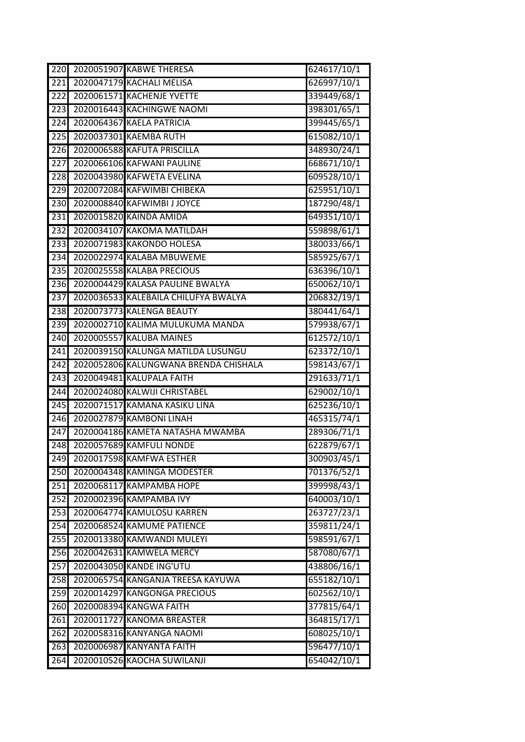| | | | |
|---|---|---|---|
| 220 | 2020051907 | KABWE THERESA | 624617/10/1 |
| 221 | 2020047179 | KACHALI MELISA | 626997/10/1 |
| 222 | 2020061571 | KACHENJE YVETTE | 339449/68/1 |
| 223 | 2020016443 | KACHINGWE NAOMI | 398301/65/1 |
| 224 | 2020064367 | KAELA PATRICIA | 399445/65/1 |
| 225 | 2020037301 | KAEMBA RUTH | 615082/10/1 |
| 226 | 2020006588 | KAFUTA PRISCILLA | 348930/24/1 |
| 227 | 2020066106 | KAFWANI PAULINE | 668671/10/1 |
| 228 | 2020043980 | KAFWETA EVELINA | 609528/10/1 |
| 229 | 2020072084 | KAFWIMBI CHIBEKA | 625951/10/1 |
| 230 | 2020008840 | KAFWIMBI J JOYCE | 187290/48/1 |
| 231 | 2020015820 | KAINDA AMIDA | 649351/10/1 |
| 232 | 2020034107 | KAKOMA MATILDAH | 559898/61/1 |
| 233 | 2020071983 | KAKONDO HOLESA | 380033/66/1 |
| 234 | 2020022974 | KALABA MBUWEME | 585925/67/1 |
| 235 | 2020025558 | KALABA PRECIOUS | 636396/10/1 |
| 236 | 2020004429 | KALASA PAULINE BWALYA | 650062/10/1 |
| 237 | 2020036533 | KALEBAILA CHILUFYA BWALYA | 206832/19/1 |
| 238 | 2020073773 | KALENGA BEAUTY | 380441/64/1 |
| 239 | 2020002710 | KALIMA MULUKUMA MANDA | 579938/67/1 |
| 240 | 2020005557 | KALUBA MAINES | 612572/10/1 |
| 241 | 2020039150 | KALUNGA MATILDA LUSUNGU | 623372/10/1 |
| 242 | 2020052806 | KALUNGWANA BRENDA CHISHALA | 598143/67/1 |
| 243 | 2020049481 | KALUPALA FAITH | 291633/71/1 |
| 244 | 2020024080 | KALWIJI CHRISTABEL | 629002/10/1 |
| 245 | 2020071517 | KAMANA KASIKU LINA | 625236/10/1 |
| 246 | 2020027879 | KAMBONI LINAH | 465315/74/1 |
| 247 | 2020004186 | KAMETA NATASHA MWAMBA | 289306/71/1 |
| 248 | 2020057689 | KAMFULI NONDE | 622879/67/1 |
| 249 | 2020017598 | KAMFWA ESTHER | 300903/45/1 |
| 250 | 2020004348 | KAMINGA MODESTER | 701376/52/1 |
| 251 | 2020068117 | KAMPAMBA HOPE | 399998/43/1 |
| 252 | 2020002396 | KAMPAMBA IVY | 640003/10/1 |
| 253 | 2020064774 | KAMULOSU KARREN | 263727/23/1 |
| 254 | 2020068524 | KAMUME PATIENCE | 359811/24/1 |
| 255 | 2020013380 | KAMWANDI MULEYI | 598591/67/1 |
| 256 | 2020042631 | KAMWELA MERCY | 587080/67/1 |
| 257 | 2020043050 | KANDE ING'UTU | 438806/16/1 |
| 258 | 2020065754 | KANGANJA TREESA KAYUWA | 655182/10/1 |
| 259 | 2020014297 | KANGONGA PRECIOUS | 602562/10/1 |
| 260 | 2020008394 | KANGWA FAITH | 377815/64/1 |
| 261 | 2020011727 | KANOMA BREASTER | 364815/17/1 |
| 262 | 2020058316 | KANYANGA NAOMI | 608025/10/1 |
| 263 | 2020006987 | KANYANTA FAITH | 596477/10/1 |
| 264 | 2020010526 | KAOCHA SUWILANJI | 654042/10/1 |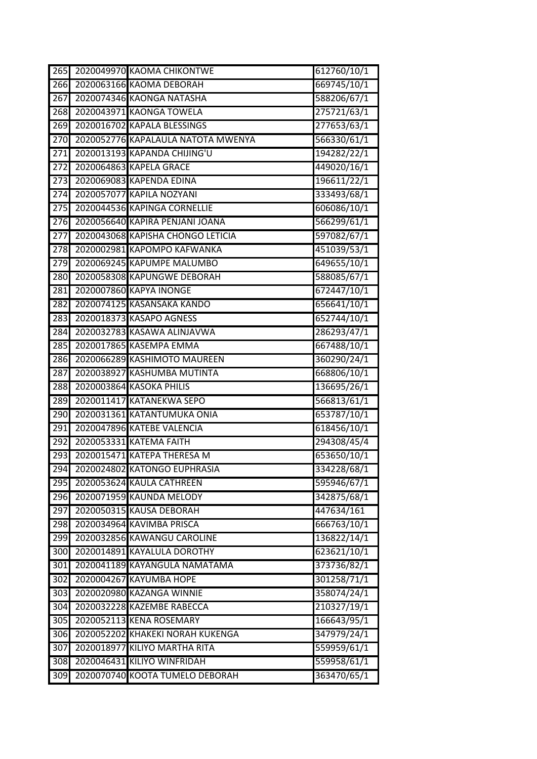| | | | |
|---|---|---|---|
| 265 | 2020049970 | KAOMA CHIKONTWE | 612760/10/1 |
| 266 | 2020063166 | KAOMA DEBORAH | 669745/10/1 |
| 267 | 2020074346 | KAONGA NATASHA | 588206/67/1 |
| 268 | 2020043971 | KAONGA TOWELA | 275721/63/1 |
| 269 | 2020016702 | KAPALA BLESSINGS | 277653/63/1 |
| 270 | 2020052776 | KAPALAULA NATOTA MWENYA | 566330/61/1 |
| 271 | 2020013193 | KAPANDA CHIJING'U | 194282/22/1 |
| 272 | 2020064863 | KAPELA GRACE | 449020/16/1 |
| 273 | 2020069083 | KAPENDA EDINA | 196611/22/1 |
| 274 | 2020057077 | KAPILA NOZYANI | 333493/68/1 |
| 275 | 2020044536 | KAPINGA CORNELLIE | 606086/10/1 |
| 276 | 2020056640 | KAPIRA PENJANI JOANA | 566299/61/1 |
| 277 | 2020043068 | KAPISHA CHONGO LETICIA | 597082/67/1 |
| 278 | 2020002981 | KAPOMPO KAFWANKA | 451039/53/1 |
| 279 | 2020069245 | KAPUMPE MALUMBO | 649655/10/1 |
| 280 | 2020058308 | KAPUNGWE DEBORAH | 588085/67/1 |
| 281 | 2020007860 | KAPYA INONGE | 672447/10/1 |
| 282 | 2020074125 | KASANSAKA KANDO | 656641/10/1 |
| 283 | 2020018373 | KASAPO AGNESS | 652744/10/1 |
| 284 | 2020032783 | KASAWA ALINJAVWA | 286293/47/1 |
| 285 | 2020017865 | KASEMPA EMMA | 667488/10/1 |
| 286 | 2020066289 | KASHIMOTO MAUREEN | 360290/24/1 |
| 287 | 2020038927 | KASHUMBA MUTINTA | 668806/10/1 |
| 288 | 2020003864 | KASOKA PHILIS | 136695/26/1 |
| 289 | 2020011417 | KATANEKWA SEPO | 566813/61/1 |
| 290 | 2020031361 | KATANTUMUKA ONIA | 653787/10/1 |
| 291 | 2020047896 | KATEBE VALENCIA | 618456/10/1 |
| 292 | 2020053331 | KATEMA FAITH | 294308/45/4 |
| 293 | 2020015471 | KATEPA THERESA M | 653650/10/1 |
| 294 | 2020024802 | KATONGO EUPHRASIA | 334228/68/1 |
| 295 | 2020053624 | KAULA CATHREEN | 595946/67/1 |
| 296 | 2020071959 | KAUNDA MELODY | 342875/68/1 |
| 297 | 2020050315 | KAUSA DEBORAH | 447634/161 |
| 298 | 2020034964 | KAVIMBA PRISCA | 666763/10/1 |
| 299 | 2020032856 | KAWANGU CAROLINE | 136822/14/1 |
| 300 | 2020014891 | KAYALULA DOROTHY | 623621/10/1 |
| 301 | 2020041189 | KAYANGULA NAMATAMA | 373736/82/1 |
| 302 | 2020004267 | KAYUMBA HOPE | 301258/71/1 |
| 303 | 2020020980 | KAZANGA WINNIE | 358074/24/1 |
| 304 | 2020032228 | KAZEMBE RABECCA | 210327/19/1 |
| 305 | 2020052113 | KENA ROSEMARY | 166643/95/1 |
| 306 | 2020052202 | KHAKEKI NORAH KUKENGA | 347979/24/1 |
| 307 | 2020018977 | KILIYO MARTHA RITA | 559959/61/1 |
| 308 | 2020046431 | KILIYO WINFRIDAH | 559958/61/1 |
| 309 | 2020070740 | KOOTA TUMELO DEBORAH | 363470/65/1 |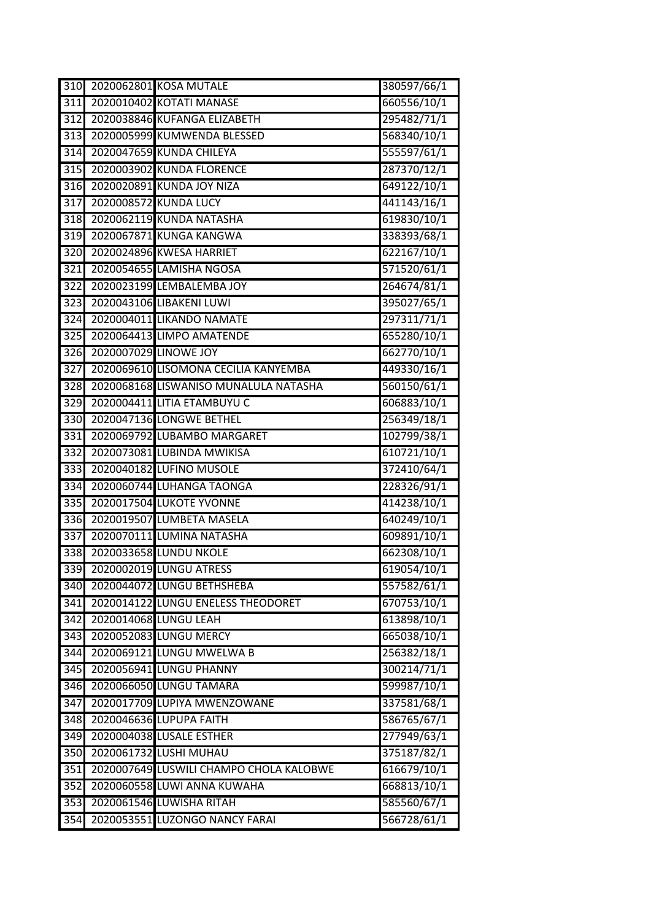| 310 | 2020062801 | KOSA MUTALE | 380597/66/1 |
|---|---|---|---|
| 311 | 2020010402 | KOTATI MANASE | 660556/10/1 |
| 312 | 2020038846 | KUFANGA ELIZABETH | 295482/71/1 |
| 313 | 2020005999 | KUMWENDA BLESSED | 568340/10/1 |
| 314 | 2020047659 | KUNDA CHILEYA | 555597/61/1 |
| 315 | 2020003902 | KUNDA FLORENCE | 287370/12/1 |
| 316 | 2020020891 | KUNDA JOY NIZA | 649122/10/1 |
| 317 | 2020008572 | KUNDA LUCY | 441143/16/1 |
| 318 | 2020062119 | KUNDA NATASHA | 619830/10/1 |
| 319 | 2020067871 | KUNGA KANGWA | 338393/68/1 |
| 320 | 2020024896 | KWESA HARRIET | 622167/10/1 |
| 321 | 2020054655 | LAMISHA NGOSA | 571520/61/1 |
| 322 | 2020023199 | LEMBALEMBA JOY | 264674/81/1 |
| 323 | 2020043106 | LIBAKENI LUWI | 395027/65/1 |
| 324 | 2020004011 | LIKANDO NAMATE | 297311/71/1 |
| 325 | 2020064413 | LIMPO AMATENDE | 655280/10/1 |
| 326 | 2020007029 | LINOWE JOY | 662770/10/1 |
| 327 | 2020069610 | LISOMONA CECILIA KANYEMBA | 449330/16/1 |
| 328 | 2020068168 | LISWANISO MUNALULA NATASHA | 560150/61/1 |
| 329 | 2020004411 | LITIA ETAMBUYU C | 606883/10/1 |
| 330 | 2020047136 | LONGWE BETHEL | 256349/18/1 |
| 331 | 2020069792 | LUBAMBO MARGARET | 102799/38/1 |
| 332 | 2020073081 | LUBINDA MWIKISA | 610721/10/1 |
| 333 | 2020040182 | LUFINO MUSOLE | 372410/64/1 |
| 334 | 2020060744 | LUHANGA TAONGA | 228326/91/1 |
| 335 | 2020017504 | LUKOTE YVONNE | 414238/10/1 |
| 336 | 2020019507 | LUMBETA MASELA | 640249/10/1 |
| 337 | 2020070111 | LUMINA NATASHA | 609891/10/1 |
| 338 | 2020033658 | LUNDU NKOLE | 662308/10/1 |
| 339 | 2020002019 | LUNGU ATRESS | 619054/10/1 |
| 340 | 2020044072 | LUNGU BETHSHEBA | 557582/61/1 |
| 341 | 2020014122 | LUNGU ENELESS THEODORET | 670753/10/1 |
| 342 | 2020014068 | LUNGU LEAH | 613898/10/1 |
| 343 | 2020052083 | LUNGU MERCY | 665038/10/1 |
| 344 | 2020069121 | LUNGU MWELWA B | 256382/18/1 |
| 345 | 2020056941 | LUNGU PHANNY | 300214/71/1 |
| 346 | 2020066050 | LUNGU TAMARA | 599987/10/1 |
| 347 | 2020017709 | LUPIYA MWENZOWANE | 337581/68/1 |
| 348 | 2020046636 | LUPUPA FAITH | 586765/67/1 |
| 349 | 2020004038 | LUSALE ESTHER | 277949/63/1 |
| 350 | 2020061732 | LUSHI MUHAU | 375187/82/1 |
| 351 | 2020007649 | LUSWILI CHAMPO CHOLA KALOBWE | 616679/10/1 |
| 352 | 2020060558 | LUWI ANNA KUWAHA | 668813/10/1 |
| 353 | 2020061546 | LUWISHA RITAH | 585560/67/1 |
| 354 | 2020053551 | LUZONGO NANCY FARAI | 566728/61/1 |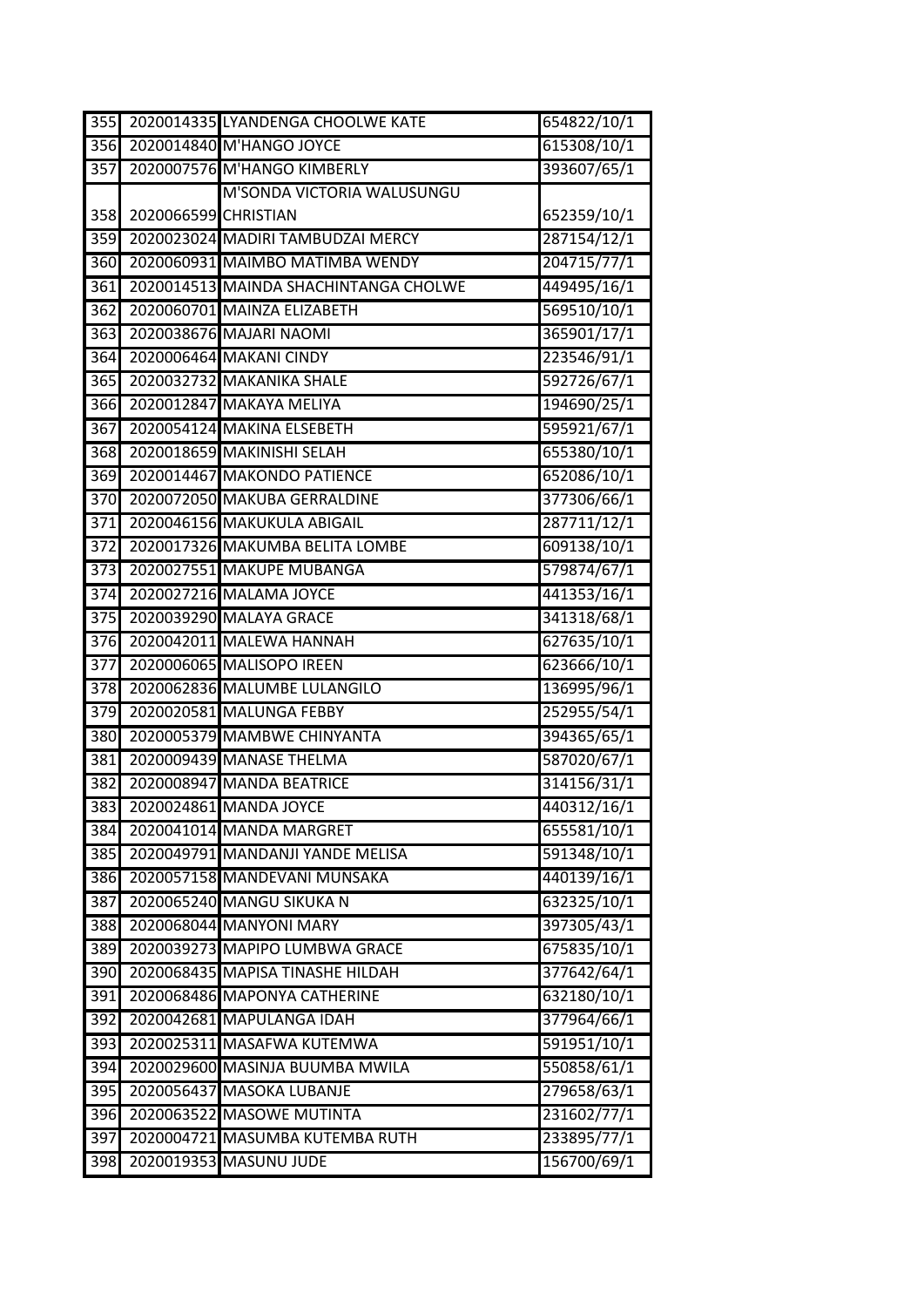| | | | |
|---|---|---|---|
| 355 | 2020014335 | LYANDENGA CHOOLWE KATE | 654822/10/1 |
| 356 | 2020014840 | M'HANGO JOYCE | 615308/10/1 |
| 357 | 2020007576 | M'HANGO KIMBERLY | 393607/65/1 |
| 358 | 2020066599 | M'SONDA VICTORIA WALUSUNGU CHRISTIAN | 652359/10/1 |
| 359 | 2020023024 | MADIRI TAMBUDZAI MERCY | 287154/12/1 |
| 360 | 2020060931 | MAIMBO MATIMBA WENDY | 204715/77/1 |
| 361 | 2020014513 | MAINDA SHACHINTANGA CHOLWE | 449495/16/1 |
| 362 | 2020060701 | MAINZA ELIZABETH | 569510/10/1 |
| 363 | 2020038676 | MAJARI NAOMI | 365901/17/1 |
| 364 | 2020006464 | MAKANI CINDY | 223546/91/1 |
| 365 | 2020032732 | MAKANIKA SHALE | 592726/67/1 |
| 366 | 2020012847 | MAKAYA MELIYA | 194690/25/1 |
| 367 | 2020054124 | MAKINA ELSEBETH | 595921/67/1 |
| 368 | 2020018659 | MAKINISHI SELAH | 655380/10/1 |
| 369 | 2020014467 | MAKONDO PATIENCE | 652086/10/1 |
| 370 | 2020072050 | MAKUBA GERRALDINE | 377306/66/1 |
| 371 | 2020046156 | MAKUKULA ABIGAIL | 287711/12/1 |
| 372 | 2020017326 | MAKUMBA BELITA LOMBE | 609138/10/1 |
| 373 | 2020027551 | MAKUPE MUBANGA | 579874/67/1 |
| 374 | 2020027216 | MALAMA JOYCE | 441353/16/1 |
| 375 | 2020039290 | MALAYA GRACE | 341318/68/1 |
| 376 | 2020042011 | MALEWA HANNAH | 627635/10/1 |
| 377 | 2020006065 | MALISOPO IREEN | 623666/10/1 |
| 378 | 2020062836 | MALUMBE LULANGILO | 136995/96/1 |
| 379 | 2020020581 | MALUNGA FEBBY | 252955/54/1 |
| 380 | 2020005379 | MAMBWE CHINYANTA | 394365/65/1 |
| 381 | 2020009439 | MANASE THELMA | 587020/67/1 |
| 382 | 2020008947 | MANDA BEATRICE | 314156/31/1 |
| 383 | 2020024861 | MANDA JOYCE | 440312/16/1 |
| 384 | 2020041014 | MANDA MARGRET | 655581/10/1 |
| 385 | 2020049791 | MANDANJI YANDE MELISA | 591348/10/1 |
| 386 | 2020057158 | MANDEVANI MUNSAKA | 440139/16/1 |
| 387 | 2020065240 | MANGU SIKUKA N | 632325/10/1 |
| 388 | 2020068044 | MANYONI MARY | 397305/43/1 |
| 389 | 2020039273 | MAPIPO LUMBWA GRACE | 675835/10/1 |
| 390 | 2020068435 | MAPISA TINASHE HILDAH | 377642/64/1 |
| 391 | 2020068486 | MAPONYA CATHERINE | 632180/10/1 |
| 392 | 2020042681 | MAPULANGA IDAH | 377964/66/1 |
| 393 | 2020025311 | MASAFWA KUTEMWA | 591951/10/1 |
| 394 | 2020029600 | MASINJA BUUMBA MWILA | 550858/61/1 |
| 395 | 2020056437 | MASOKA LUBANJE | 279658/63/1 |
| 396 | 2020063522 | MASOWE MUTINTA | 231602/77/1 |
| 397 | 2020004721 | MASUMBA KUTEMBA RUTH | 233895/77/1 |
| 398 | 2020019353 | MASUNU JUDE | 156700/69/1 |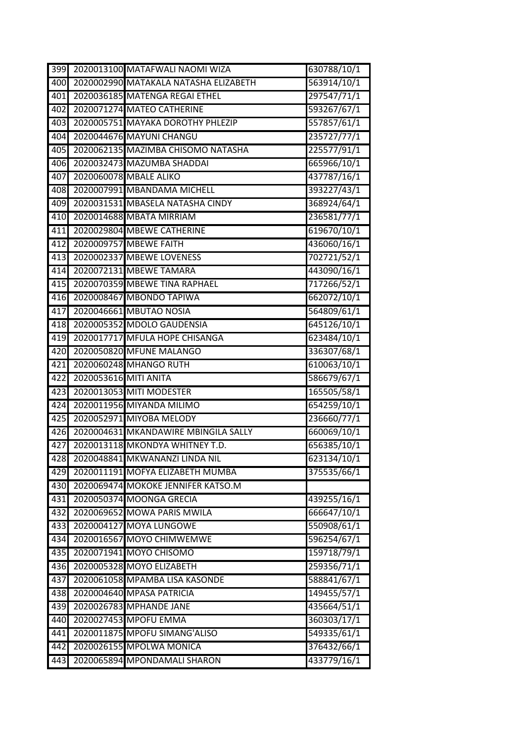| | | | |
|---|---|---|---|
| 399 | 2020013100 | MATAFWALI NAOMI WIZA | 630788/10/1 |
| 400 | 2020002990 | MATAKALA NATASHA ELIZABETH | 563914/10/1 |
| 401 | 2020036185 | MATENGA REGAI ETHEL | 297547/71/1 |
| 402 | 2020071274 | MATEO CATHERINE | 593267/67/1 |
| 403 | 2020005751 | MAYAKA DOROTHY PHLEZIP | 557857/61/1 |
| 404 | 2020044676 | MAYUNI CHANGU | 235727/77/1 |
| 405 | 2020062135 | MAZIMBA CHISOMO NATASHA | 225577/91/1 |
| 406 | 2020032473 | MAZUMBA SHADDAI | 665966/10/1 |
| 407 | 2020060078 | MBALE ALIKO | 437787/16/1 |
| 408 | 2020007991 | MBANDAMA MICHELL | 393227/43/1 |
| 409 | 2020031531 | MBASELA NATASHA CINDY | 368924/64/1 |
| 410 | 2020014688 | MBATA MIRRIAM | 236581/77/1 |
| 411 | 2020029804 | MBEWE CATHERINE | 619670/10/1 |
| 412 | 2020009757 | MBEWE FAITH | 436060/16/1 |
| 413 | 2020002337 | MBEWE LOVENESS | 702721/52/1 |
| 414 | 2020072131 | MBEWE TAMARA | 443090/16/1 |
| 415 | 2020070359 | MBEWE TINA RAPHAEL | 717266/52/1 |
| 416 | 2020008467 | MBONDO TAPIWA | 662072/10/1 |
| 417 | 2020046661 | MBUTAO NOSIA | 564809/61/1 |
| 418 | 2020005352 | MDOLO GAUDENSIA | 645126/10/1 |
| 419 | 2020017717 | MFULA HOPE CHISANGA | 623484/10/1 |
| 420 | 2020050820 | MFUNE MALANGO | 336307/68/1 |
| 421 | 2020060248 | MHANGO RUTH | 610063/10/1 |
| 422 | 2020053616 | MITI ANITA | 586679/67/1 |
| 423 | 2020013053 | MITI MODESTER | 165505/58/1 |
| 424 | 2020011956 | MIYANDA MILIMO | 654259/10/1 |
| 425 | 2020052971 | MIYOBA MELODY | 236660/77/1 |
| 426 | 2020004631 | MKANDAWIRE MBINGILA SALLY | 660069/10/1 |
| 427 | 2020013118 | MKONDYA WHITNEY T.D. | 656385/10/1 |
| 428 | 2020048841 | MKWANANZI LINDA NIL | 623134/10/1 |
| 429 | 2020011191 | MOFYA ELIZABETH MUMBA | 375535/66/1 |
| 430 | 2020069474 | MOKOKE JENNIFER KATSO.M | |
| 431 | 2020050374 | MOONGA GRECIA | 439255/16/1 |
| 432 | 2020069652 | MOWA PARIS MWILA | 666647/10/1 |
| 433 | 2020004127 | MOYA LUNGOWE | 550908/61/1 |
| 434 | 2020016567 | MOYO CHIMWEMWE | 596254/67/1 |
| 435 | 2020071941 | MOYO CHISOMO | 159718/79/1 |
| 436 | 2020005328 | MOYO ELIZABETH | 259356/71/1 |
| 437 | 2020061058 | MPAMBA LISA KASONDE | 588841/67/1 |
| 438 | 2020004640 | MPASA PATRICIA | 149455/57/1 |
| 439 | 2020026783 | MPHANDE JANE | 435664/51/1 |
| 440 | 2020027453 | MPOFU EMMA | 360303/17/1 |
| 441 | 2020011875 | MPOFU SIMANG'ALISO | 549335/61/1 |
| 442 | 2020026155 | MPOLWA MONICA | 376432/66/1 |
| 443 | 2020065894 | MPONDAMALI SHARON | 433779/16/1 |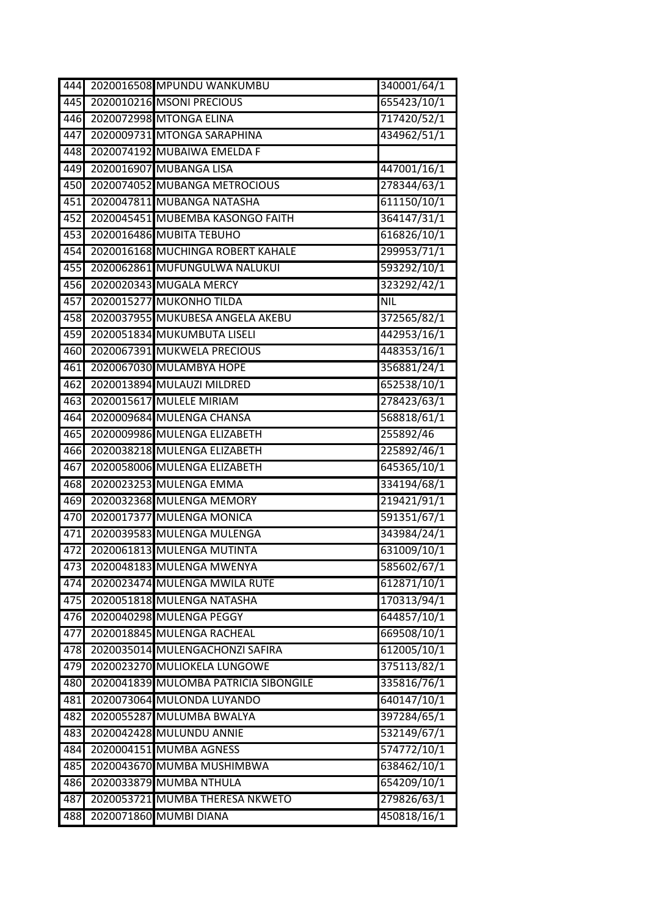| | | | |
|---|---|---|---|
| 444 | 2020016508 | MPUNDU WANKUMBU | 340001/64/1 |
| 445 | 2020010216 | MSONI PRECIOUS | 655423/10/1 |
| 446 | 2020072998 | MTONGA ELINA | 717420/52/1 |
| 447 | 2020009731 | MTONGA SARAPHINA | 434962/51/1 |
| 448 | 2020074192 | MUBAIWA EMELDA F | |
| 449 | 2020016907 | MUBANGA LISA | 447001/16/1 |
| 450 | 2020074052 | MUBANGA METROCIOUS | 278344/63/1 |
| 451 | 2020047811 | MUBANGA NATASHA | 611150/10/1 |
| 452 | 2020045451 | MUBEMBA KASONGO FAITH | 364147/31/1 |
| 453 | 2020016486 | MUBITA TEBUHO | 616826/10/1 |
| 454 | 2020016168 | MUCHINGA ROBERT KAHALE | 299953/71/1 |
| 455 | 2020062861 | MUFUNGULWA NALUKUI | 593292/10/1 |
| 456 | 2020020343 | MUGALA MERCY | 323292/42/1 |
| 457 | 2020015277 | MUKONHO TILDA | NIL |
| 458 | 2020037955 | MUKUBESA ANGELA AKEBU | 372565/82/1 |
| 459 | 2020051834 | MUKUMBUTA LISELI | 442953/16/1 |
| 460 | 2020067391 | MUKWELA PRECIOUS | 448353/16/1 |
| 461 | 2020067030 | MULAMBYA HOPE | 356881/24/1 |
| 462 | 2020013894 | MULAUZI MILDRED | 652538/10/1 |
| 463 | 2020015617 | MULELE MIRIAM | 278423/63/1 |
| 464 | 2020009684 | MULENGA CHANSA | 568818/61/1 |
| 465 | 2020009986 | MULENGA ELIZABETH | 255892/46 |
| 466 | 2020038218 | MULENGA ELIZABETH | 225892/46/1 |
| 467 | 2020058006 | MULENGA ELIZABETH | 645365/10/1 |
| 468 | 2020023253 | MULENGA EMMA | 334194/68/1 |
| 469 | 2020032368 | MULENGA MEMORY | 219421/91/1 |
| 470 | 2020017377 | MULENGA MONICA | 591351/67/1 |
| 471 | 2020039583 | MULENGA MULENGA | 343984/24/1 |
| 472 | 2020061813 | MULENGA MUTINTA | 631009/10/1 |
| 473 | 2020048183 | MULENGA MWENYA | 585602/67/1 |
| 474 | 2020023474 | MULENGA MWILA RUTE | 612871/10/1 |
| 475 | 2020051818 | MULENGA NATASHA | 170313/94/1 |
| 476 | 2020040298 | MULENGA PEGGY | 644857/10/1 |
| 477 | 2020018845 | MULENGA RACHEAL | 669508/10/1 |
| 478 | 2020035014 | MULENGACHONZI SAFIRA | 612005/10/1 |
| 479 | 2020023270 | MULIOKELA LUNGOWE | 375113/82/1 |
| 480 | 2020041839 | MULOMBA PATRICIA SIBONGILE | 335816/76/1 |
| 481 | 2020073064 | MULONDA LUYANDO | 640147/10/1 |
| 482 | 2020055287 | MULUMBA BWALYA | 397284/65/1 |
| 483 | 2020042428 | MULUNDU ANNIE | 532149/67/1 |
| 484 | 2020004151 | MUMBA AGNESS | 574772/10/1 |
| 485 | 2020043670 | MUMBA MUSHIMBWA | 638462/10/1 |
| 486 | 2020033879 | MUMBA NTHULA | 654209/10/1 |
| 487 | 2020053721 | MUMBA THERESA NKWETO | 279826/63/1 |
| 488 | 2020071860 | MUMBI DIANA | 450818/16/1 |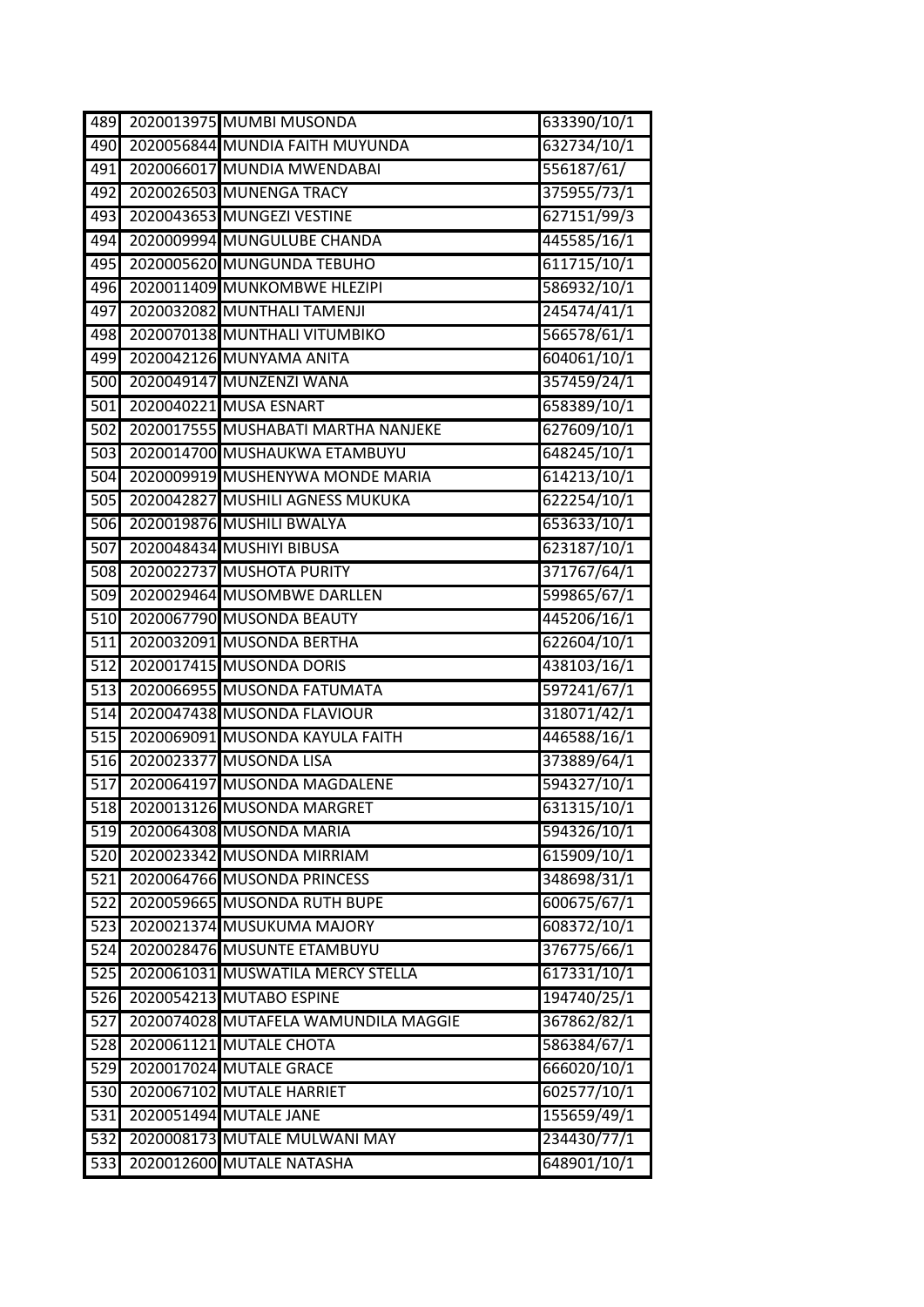| | | | |
|---|---|---|---|
| 489 | 2020013975 | MUMBI MUSONDA | 633390/10/1 |
| 490 | 2020056844 | MUNDIA FAITH MUYUNDA | 632734/10/1 |
| 491 | 2020066017 | MUNDIA MWENDABAI | 556187/61/ |
| 492 | 2020026503 | MUNENGA TRACY | 375955/73/1 |
| 493 | 2020043653 | MUNGEZI VESTINE | 627151/99/3 |
| 494 | 2020009994 | MUNGULUBE CHANDA | 445585/16/1 |
| 495 | 2020005620 | MUNGUNDA TEBUHO | 611715/10/1 |
| 496 | 2020011409 | MUNKOMBWE HLEZIPI | 586932/10/1 |
| 497 | 2020032082 | MUNTHALI TAMENJI | 245474/41/1 |
| 498 | 2020070138 | MUNTHALI VITUMBIKO | 566578/61/1 |
| 499 | 2020042126 | MUNYAMA ANITA | 604061/10/1 |
| 500 | 2020049147 | MUNZENZI WANA | 357459/24/1 |
| 501 | 2020040221 | MUSA ESNART | 658389/10/1 |
| 502 | 2020017555 | MUSHABATI MARTHA NANJEKE | 627609/10/1 |
| 503 | 2020014700 | MUSHAUKWA ETAMBUYU | 648245/10/1 |
| 504 | 2020009919 | MUSHENYWA MONDE MARIA | 614213/10/1 |
| 505 | 2020042827 | MUSHILI AGNESS MUKUKA | 622254/10/1 |
| 506 | 2020019876 | MUSHILI BWALYA | 653633/10/1 |
| 507 | 2020048434 | MUSHIYI BIBUSA | 623187/10/1 |
| 508 | 2020022737 | MUSHOTA PURITY | 371767/64/1 |
| 509 | 2020029464 | MUSOMBWE DARLLEN | 599865/67/1 |
| 510 | 2020067790 | MUSONDA BEAUTY | 445206/16/1 |
| 511 | 2020032091 | MUSONDA BERTHA | 622604/10/1 |
| 512 | 2020017415 | MUSONDA DORIS | 438103/16/1 |
| 513 | 2020066955 | MUSONDA FATUMATA | 597241/67/1 |
| 514 | 2020047438 | MUSONDA FLAVIOUR | 318071/42/1 |
| 515 | 2020069091 | MUSONDA KAYULA FAITH | 446588/16/1 |
| 516 | 2020023377 | MUSONDA LISA | 373889/64/1 |
| 517 | 2020064197 | MUSONDA MAGDALENE | 594327/10/1 |
| 518 | 2020013126 | MUSONDA MARGRET | 631315/10/1 |
| 519 | 2020064308 | MUSONDA MARIA | 594326/10/1 |
| 520 | 2020023342 | MUSONDA MIRRIAM | 615909/10/1 |
| 521 | 2020064766 | MUSONDA PRINCESS | 348698/31/1 |
| 522 | 2020059665 | MUSONDA RUTH BUPE | 600675/67/1 |
| 523 | 2020021374 | MUSUKUMA MAJORY | 608372/10/1 |
| 524 | 2020028476 | MUSUNTE ETAMBUYU | 376775/66/1 |
| 525 | 2020061031 | MUSWATILA MERCY STELLA | 617331/10/1 |
| 526 | 2020054213 | MUTABO ESPINE | 194740/25/1 |
| 527 | 2020074028 | MUTAFELA WAMUNDILA MAGGIE | 367862/82/1 |
| 528 | 2020061121 | MUTALE CHOTA | 586384/67/1 |
| 529 | 2020017024 | MUTALE GRACE | 666020/10/1 |
| 530 | 2020067102 | MUTALE HARRIET | 602577/10/1 |
| 531 | 2020051494 | MUTALE JANE | 155659/49/1 |
| 532 | 2020008173 | MUTALE MULWANI MAY | 234430/77/1 |
| 533 | 2020012600 | MUTALE NATASHA | 648901/10/1 |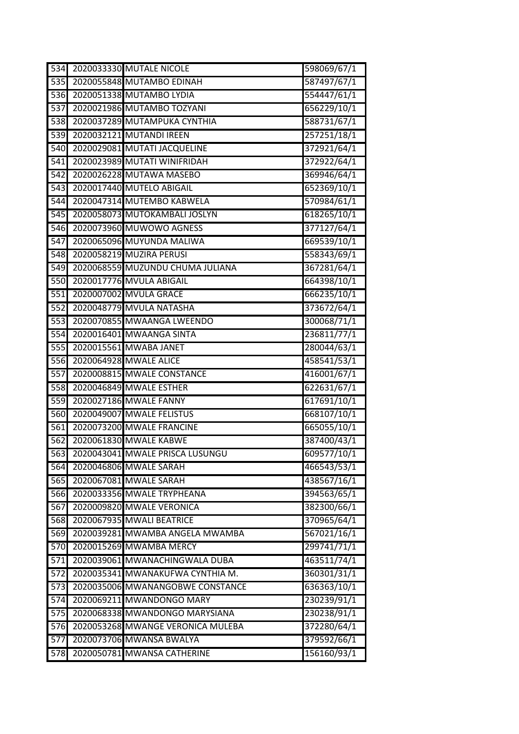| 534 | 2020033330 | MUTALE NICOLE | 598069/67/1 |
|---|---|---|---|
| 535 | 2020055848 | MUTAMBO EDINAH | 587497/67/1 |
| 536 | 2020051338 | MUTAMBO LYDIA | 554447/61/1 |
| 537 | 2020021986 | MUTAMBO TOZYANI | 656229/10/1 |
| 538 | 2020037289 | MUTAMPUKA CYNTHIA | 588731/67/1 |
| 539 | 2020032121 | MUTANDI IREEN | 257251/18/1 |
| 540 | 2020029081 | MUTATI JACQUELINE | 372921/64/1 |
| 541 | 2020023989 | MUTATI WINIFRIDAH | 372922/64/1 |
| 542 | 2020026228 | MUTAWA MASEBO | 369946/64/1 |
| 543 | 2020017440 | MUTELO ABIGAIL | 652369/10/1 |
| 544 | 2020047314 | MUTEMBO KABWELA | 570984/61/1 |
| 545 | 2020058073 | MUTOKAMBALI JOSLYN | 618265/10/1 |
| 546 | 2020073960 | MUWOWO AGNESS | 377127/64/1 |
| 547 | 2020065096 | MUYUNDA MALIWA | 669539/10/1 |
| 548 | 2020058219 | MUZIRA PERUSI | 558343/69/1 |
| 549 | 2020068559 | MUZUNDU CHUMA JULIANA | 367281/64/1 |
| 550 | 2020017776 | MVULA ABIGAIL | 664398/10/1 |
| 551 | 2020007002 | MVULA GRACE | 666235/10/1 |
| 552 | 2020048779 | MVULA NATASHA | 373672/64/1 |
| 553 | 2020070855 | MWAANGA LWEENDO | 300068/71/1 |
| 554 | 2020016401 | MWAANGA SINTA | 236811/77/1 |
| 555 | 2020015561 | MWABA JANET | 280044/63/1 |
| 556 | 2020064928 | MWALE ALICE | 458541/53/1 |
| 557 | 2020008815 | MWALE CONSTANCE | 416001/67/1 |
| 558 | 2020046849 | MWALE ESTHER | 622631/67/1 |
| 559 | 2020027186 | MWALE FANNY | 617691/10/1 |
| 560 | 2020049007 | MWALE FELISTUS | 668107/10/1 |
| 561 | 2020073200 | MWALE FRANCINE | 665055/10/1 |
| 562 | 2020061830 | MWALE KABWE | 387400/43/1 |
| 563 | 2020043041 | MWALE PRISCA LUSUNGU | 609577/10/1 |
| 564 | 2020046806 | MWALE SARAH | 466543/53/1 |
| 565 | 2020067081 | MWALE SARAH | 438567/16/1 |
| 566 | 2020033356 | MWALE TRYPHEANA | 394563/65/1 |
| 567 | 2020009820 | MWALE VERONICA | 382300/66/1 |
| 568 | 2020067935 | MWALI BEATRICE | 370965/64/1 |
| 569 | 2020039281 | MWAMBA ANGELA MWAMBA | 567021/16/1 |
| 570 | 2020015269 | MWAMBA MERCY | 299741/71/1 |
| 571 | 2020039061 | MWANACHINGWALA DUBA | 463511/74/1 |
| 572 | 2020035341 | MWANAKUFWA CYNTHIA M. | 360301/31/1 |
| 573 | 2020035006 | MWANANGOBWE CONSTANCE | 636363/10/1 |
| 574 | 2020069211 | MWANDONGO MARY | 230239/91/1 |
| 575 | 2020068338 | MWANDONGO MARYSIANA | 230238/91/1 |
| 576 | 2020053268 | MWANGE VERONICA MULEBA | 372280/64/1 |
| 577 | 2020073706 | MWANSA BWALYA | 379592/66/1 |
| 578 | 2020050781 | MWANSA CATHERINE | 156160/93/1 |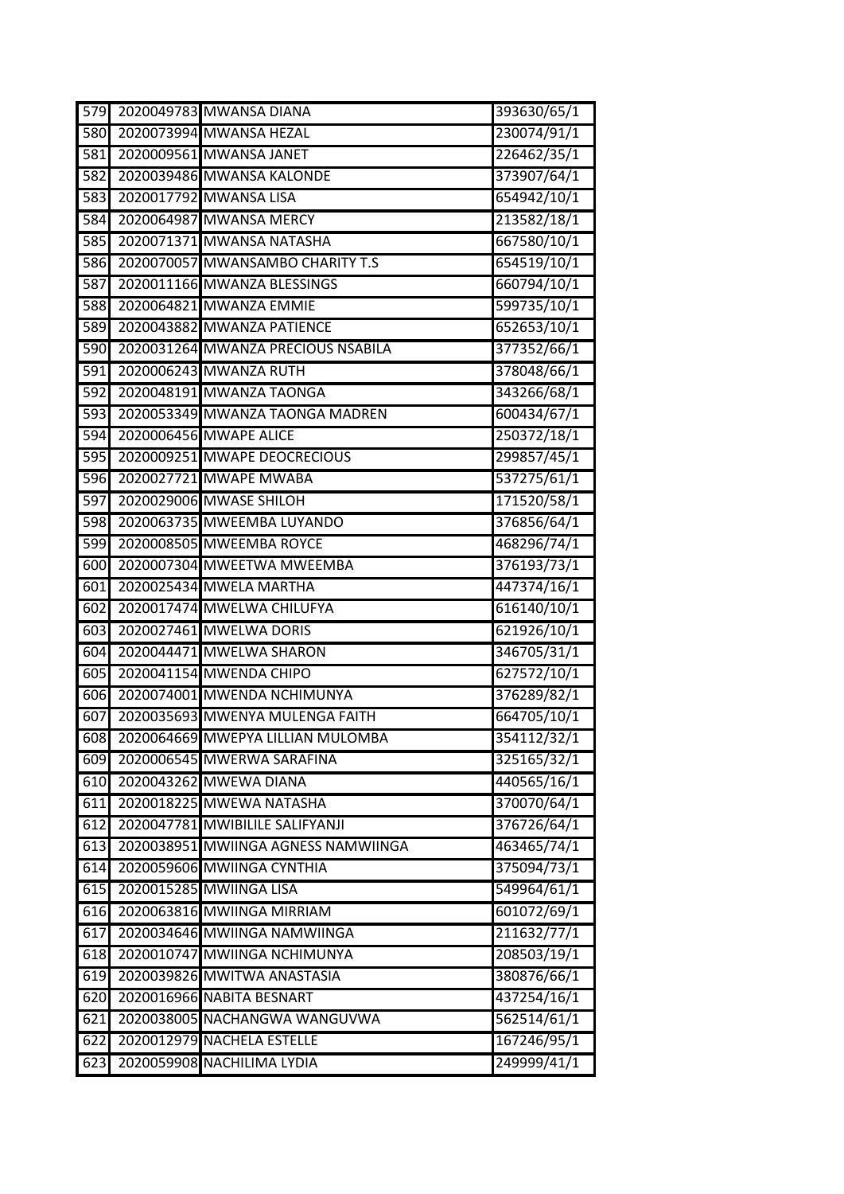| | | | |
|---|---|---|---|
| 579 | 2020049783 | MWANSA DIANA | 393630/65/1 |
| 580 | 2020073994 | MWANSA HEZAL | 230074/91/1 |
| 581 | 2020009561 | MWANSA JANET | 226462/35/1 |
| 582 | 2020039486 | MWANSA KALONDE | 373907/64/1 |
| 583 | 2020017792 | MWANSA LISA | 654942/10/1 |
| 584 | 2020064987 | MWANSA MERCY | 213582/18/1 |
| 585 | 2020071371 | MWANSA NATASHA | 667580/10/1 |
| 586 | 2020070057 | MWANSAMBO CHARITY T.S | 654519/10/1 |
| 587 | 2020011166 | MWANZA BLESSINGS | 660794/10/1 |
| 588 | 2020064821 | MWANZA EMMIE | 599735/10/1 |
| 589 | 2020043882 | MWANZA PATIENCE | 652653/10/1 |
| 590 | 2020031264 | MWANZA PRECIOUS NSABILA | 377352/66/1 |
| 591 | 2020006243 | MWANZA RUTH | 378048/66/1 |
| 592 | 2020048191 | MWANZA TAONGA | 343266/68/1 |
| 593 | 2020053349 | MWANZA TAONGA MADREN | 600434/67/1 |
| 594 | 2020006456 | MWAPE ALICE | 250372/18/1 |
| 595 | 2020009251 | MWAPE DEOCRECIOUS | 299857/45/1 |
| 596 | 2020027721 | MWAPE MWABA | 537275/61/1 |
| 597 | 2020029006 | MWASE SHILOH | 171520/58/1 |
| 598 | 2020063735 | MWEEMBA LUYANDO | 376856/64/1 |
| 599 | 2020008505 | MWEEMBA ROYCE | 468296/74/1 |
| 600 | 2020007304 | MWEETWA MWEEMBA | 376193/73/1 |
| 601 | 2020025434 | MWELA MARTHA | 447374/16/1 |
| 602 | 2020017474 | MWELWA CHILUFYA | 616140/10/1 |
| 603 | 2020027461 | MWELWA DORIS | 621926/10/1 |
| 604 | 2020044471 | MWELWA SHARON | 346705/31/1 |
| 605 | 2020041154 | MWENDA CHIPO | 627572/10/1 |
| 606 | 2020074001 | MWENDA NCHIMUNYA | 376289/82/1 |
| 607 | 2020035693 | MWENYA MULENGA FAITH | 664705/10/1 |
| 608 | 2020064669 | MWEPYA LILLIAN MULOMBA | 354112/32/1 |
| 609 | 2020006545 | MWERWA SARAFINA | 325165/32/1 |
| 610 | 2020043262 | MWEWA DIANA | 440565/16/1 |
| 611 | 2020018225 | MWEWA NATASHA | 370070/64/1 |
| 612 | 2020047781 | MWIBILILE SALIFYANJI | 376726/64/1 |
| 613 | 2020038951 | MWIINGA AGNESS NAMWIINGA | 463465/74/1 |
| 614 | 2020059606 | MWIINGA CYNTHIA | 375094/73/1 |
| 615 | 2020015285 | MWIINGA LISA | 549964/61/1 |
| 616 | 2020063816 | MWIINGA MIRRIAM | 601072/69/1 |
| 617 | 2020034646 | MWIINGA NAMWIINGA | 211632/77/1 |
| 618 | 2020010747 | MWIINGA NCHIMUNYA | 208503/19/1 |
| 619 | 2020039826 | MWITWA ANASTASIA | 380876/66/1 |
| 620 | 2020016966 | NABITA BESNART | 437254/16/1 |
| 621 | 2020038005 | NACHANGWA WANGUVWA | 562514/61/1 |
| 622 | 2020012979 | NACHELA ESTELLE | 167246/95/1 |
| 623 | 2020059908 | NACHILIMA LYDIA | 249999/41/1 |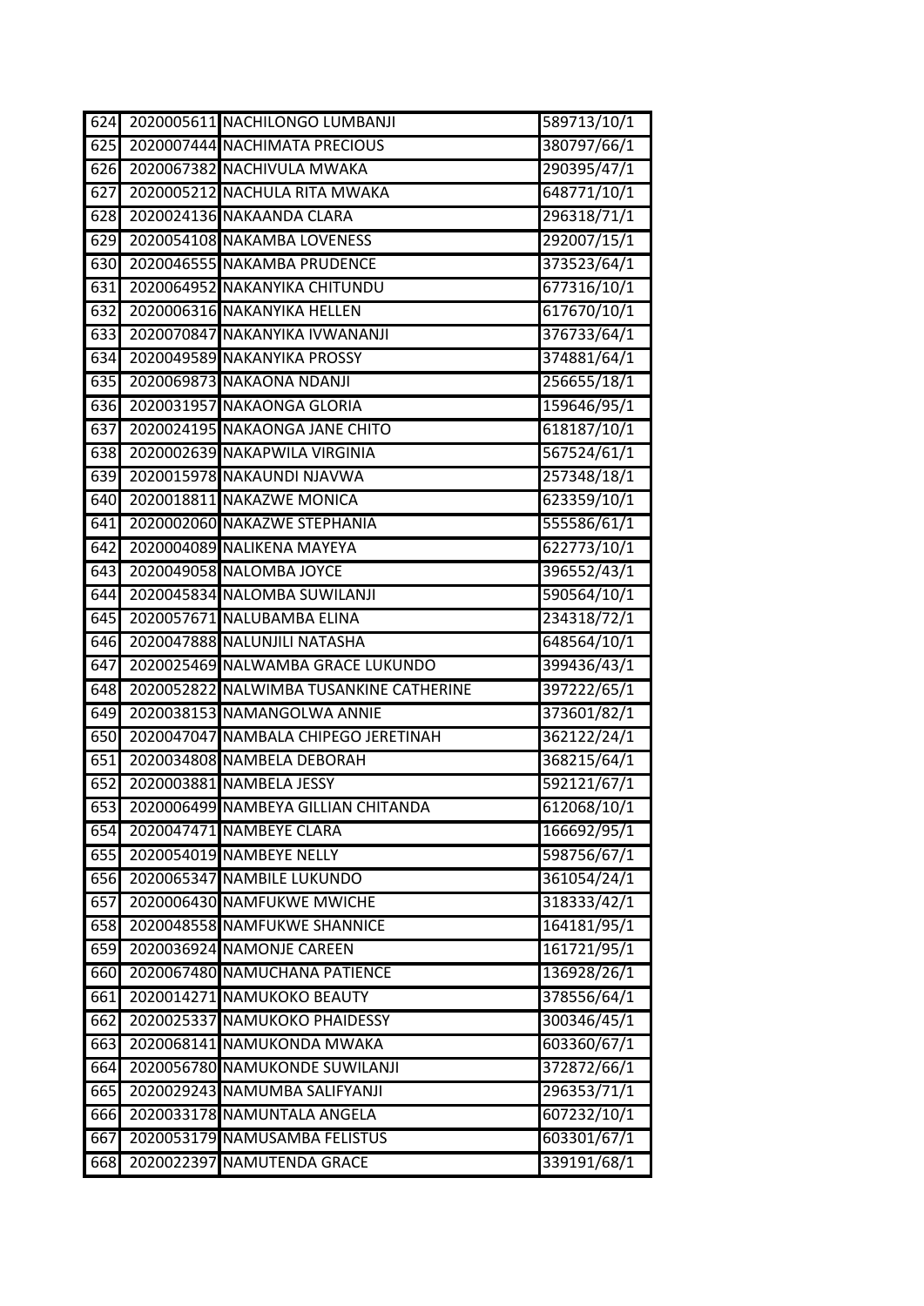| | | | |
|---|---|---|---|
| 624 | 2020005611 | NACHILONGO LUMBANJI | 589713/10/1 |
| 625 | 2020007444 | NACHIMATA PRECIOUS | 380797/66/1 |
| 626 | 2020067382 | NACHIVULA MWAKA | 290395/47/1 |
| 627 | 2020005212 | NACHULA RITA MWAKA | 648771/10/1 |
| 628 | 2020024136 | NAKAANDA CLARA | 296318/71/1 |
| 629 | 2020054108 | NAKAMBA LOVENESS | 292007/15/1 |
| 630 | 2020046555 | NAKAMBA PRUDENCE | 373523/64/1 |
| 631 | 2020064952 | NAKANYIKA CHITUNDU | 677316/10/1 |
| 632 | 2020006316 | NAKANYIKA HELLEN | 617670/10/1 |
| 633 | 2020070847 | NAKANYIKA IVWANANJI | 376733/64/1 |
| 634 | 2020049589 | NAKANYIKA PROSSY | 374881/64/1 |
| 635 | 2020069873 | NAKAONA NDANJI | 256655/18/1 |
| 636 | 2020031957 | NAKAONGA GLORIA | 159646/95/1 |
| 637 | 2020024195 | NAKAONGA JANE CHITO | 618187/10/1 |
| 638 | 2020002639 | NAKAPWILA VIRGINIA | 567524/61/1 |
| 639 | 2020015978 | NAKAUNDI NJAVWA | 257348/18/1 |
| 640 | 2020018811 | NAKAZWE MONICA | 623359/10/1 |
| 641 | 2020002060 | NAKAZWE STEPHANIA | 555586/61/1 |
| 642 | 2020004089 | NALIKENA MAYEYA | 622773/10/1 |
| 643 | 2020049058 | NALOMBA JOYCE | 396552/43/1 |
| 644 | 2020045834 | NALOMBA SUWILANJI | 590564/10/1 |
| 645 | 2020057671 | NALUBAMBA ELINA | 234318/72/1 |
| 646 | 2020047888 | NALUNJILI NATASHA | 648564/10/1 |
| 647 | 2020025469 | NALWAMBA GRACE LUKUNDO | 399436/43/1 |
| 648 | 2020052822 | NALWIMBA TUSANKINE CATHERINE | 397222/65/1 |
| 649 | 2020038153 | NAMANGOLWA ANNIE | 373601/82/1 |
| 650 | 2020047047 | NAMBALA CHIPEGO JERETINAH | 362122/24/1 |
| 651 | 2020034808 | NAMBELA DEBORAH | 368215/64/1 |
| 652 | 2020003881 | NAMBELA JESSY | 592121/67/1 |
| 653 | 2020006499 | NAMBEYA GILLIAN CHITANDA | 612068/10/1 |
| 654 | 2020047471 | NAMBEYE CLARA | 166692/95/1 |
| 655 | 2020054019 | NAMBEYE NELLY | 598756/67/1 |
| 656 | 2020065347 | NAMBILE LUKUNDO | 361054/24/1 |
| 657 | 2020006430 | NAMFUKWE MWICHE | 318333/42/1 |
| 658 | 2020048558 | NAMFUKWE SHANNICE | 164181/95/1 |
| 659 | 2020036924 | NAMONJE CAREEN | 161721/95/1 |
| 660 | 2020067480 | NAMUCHANA PATIENCE | 136928/26/1 |
| 661 | 2020014271 | NAMUKOKO BEAUTY | 378556/64/1 |
| 662 | 2020025337 | NAMUKOKO PHAIDESSY | 300346/45/1 |
| 663 | 2020068141 | NAMUKONDA MWAKA | 603360/67/1 |
| 664 | 2020056780 | NAMUKONDE SUWILANJI | 372872/66/1 |
| 665 | 2020029243 | NAMUMBA SALIFYANJI | 296353/71/1 |
| 666 | 2020033178 | NAMUNTALA ANGELA | 607232/10/1 |
| 667 | 2020053179 | NAMUSAMBA FELISTUS | 603301/67/1 |
| 668 | 2020022397 | NAMUTENDA GRACE | 339191/68/1 |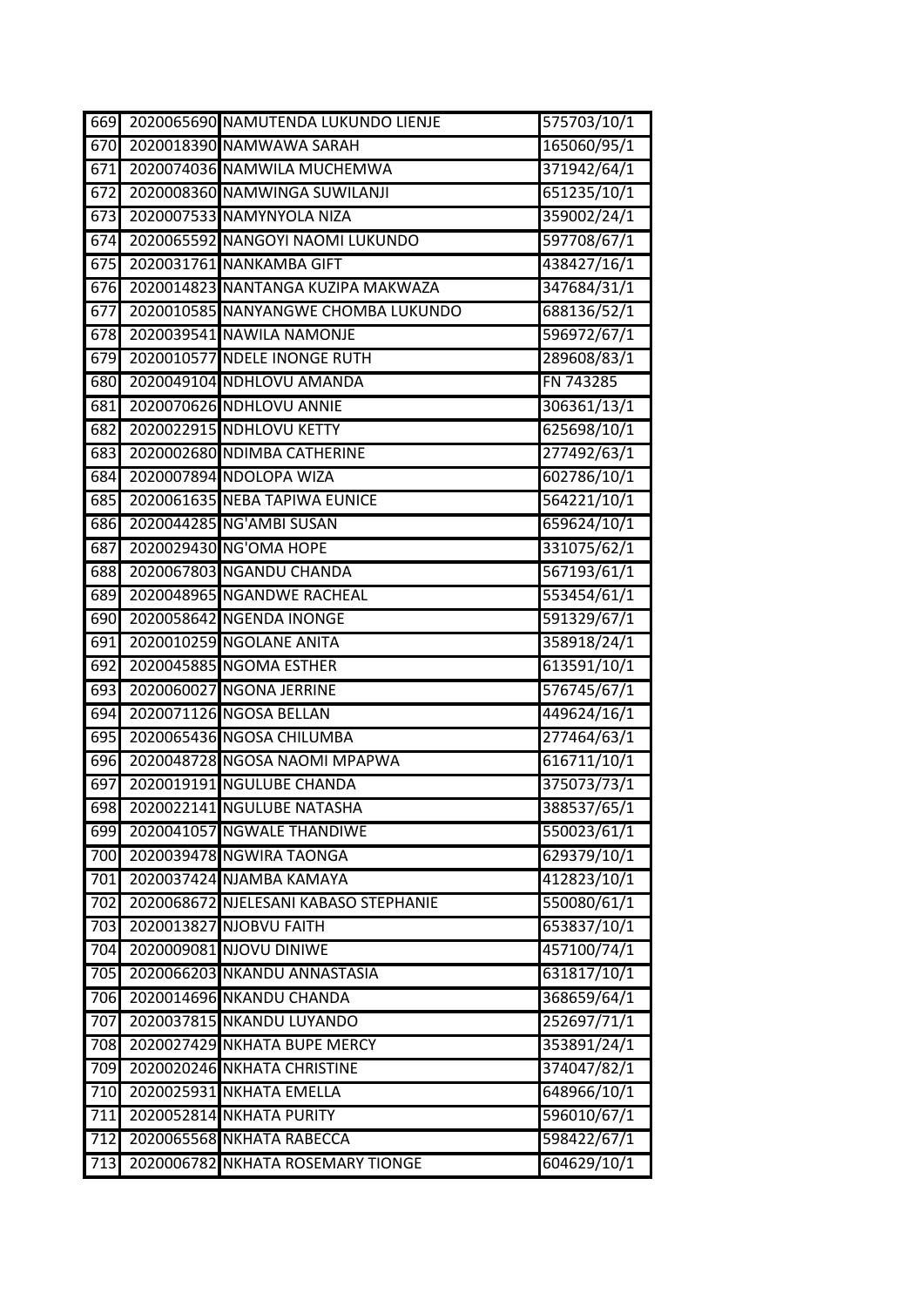| | | | |
|---|---|---|---|
| 669 | 2020065690 | NAMUTENDA LUKUNDO LIENJE | 575703/10/1 |
| 670 | 2020018390 | NAMWAWA SARAH | 165060/95/1 |
| 671 | 2020074036 | NAMWILA MUCHEMWA | 371942/64/1 |
| 672 | 2020008360 | NAMWINGA SUWILANJI | 651235/10/1 |
| 673 | 2020007533 | NAMYNYOLA NIZA | 359002/24/1 |
| 674 | 2020065592 | NANGOYI NAOMI LUKUNDO | 597708/67/1 |
| 675 | 2020031761 | NANKAMBA GIFT | 438427/16/1 |
| 676 | 2020014823 | NANTANGA KUZIPA MAKWAZA | 347684/31/1 |
| 677 | 2020010585 | NANYANGWE CHOMBA LUKUNDO | 688136/52/1 |
| 678 | 2020039541 | NAWILA NAMONJE | 596972/67/1 |
| 679 | 2020010577 | NDELE INONGE RUTH | 289608/83/1 |
| 680 | 2020049104 | NDHLOVU AMANDA | FN 743285 |
| 681 | 2020070626 | NDHLOVU ANNIE | 306361/13/1 |
| 682 | 2020022915 | NDHLOVU KETTY | 625698/10/1 |
| 683 | 2020002680 | NDIMBA CATHERINE | 277492/63/1 |
| 684 | 2020007894 | NDOLOPA WIZA | 602786/10/1 |
| 685 | 2020061635 | NEBA TAPIWA EUNICE | 564221/10/1 |
| 686 | 2020044285 | NG'AMBI SUSAN | 659624/10/1 |
| 687 | 2020029430 | NG'OMA HOPE | 331075/62/1 |
| 688 | 2020067803 | NGANDU CHANDA | 567193/61/1 |
| 689 | 2020048965 | NGANDWE RACHEAL | 553454/61/1 |
| 690 | 2020058642 | NGENDA INONGE | 591329/67/1 |
| 691 | 2020010259 | NGOLANE ANITA | 358918/24/1 |
| 692 | 2020045885 | NGOMA ESTHER | 613591/10/1 |
| 693 | 2020060027 | NGONA JERRINE | 576745/67/1 |
| 694 | 2020071126 | NGOSA BELLAN | 449624/16/1 |
| 695 | 2020065436 | NGOSA CHILUMBA | 277464/63/1 |
| 696 | 2020048728 | NGOSA NAOMI MPAPWA | 616711/10/1 |
| 697 | 2020019191 | NGULUBE CHANDA | 375073/73/1 |
| 698 | 2020022141 | NGULUBE NATASHA | 388537/65/1 |
| 699 | 2020041057 | NGWALE THANDIWE | 550023/61/1 |
| 700 | 2020039478 | NGWIRA TAONGA | 629379/10/1 |
| 701 | 2020037424 | NJAMBA KAMAYA | 412823/10/1 |
| 702 | 2020068672 | NJELESANI KABASO STEPHANIE | 550080/61/1 |
| 703 | 2020013827 | NJOBVU FAITH | 653837/10/1 |
| 704 | 2020009081 | NJOVU DINIWE | 457100/74/1 |
| 705 | 2020066203 | NKANDU ANNASTASIA | 631817/10/1 |
| 706 | 2020014696 | NKANDU CHANDA | 368659/64/1 |
| 707 | 2020037815 | NKANDU LUYANDO | 252697/71/1 |
| 708 | 2020027429 | NKHATA BUPE MERCY | 353891/24/1 |
| 709 | 2020020246 | NKHATA CHRISTINE | 374047/82/1 |
| 710 | 2020025931 | NKHATA EMELLA | 648966/10/1 |
| 711 | 2020052814 | NKHATA PURITY | 596010/67/1 |
| 712 | 2020065568 | NKHATA RABECCA | 598422/67/1 |
| 713 | 2020006782 | NKHATA ROSEMARY TIONGE | 604629/10/1 |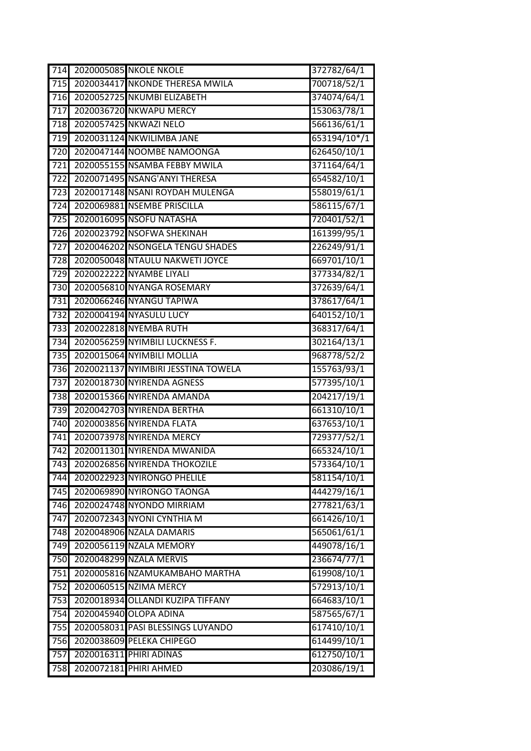| 714 | 2020005085 | NKOLE NKOLE | 372782/64/1 |
|---|---|---|---|
| 715 | 2020034417 | NKONDE THERESA MWILA | 700718/52/1 |
| 716 | 2020052725 | NKUMBI ELIZABETH | 374074/64/1 |
| 717 | 2020036720 | NKWAPU MERCY | 153063/78/1 |
| 718 | 2020057425 | NKWAZI NELO | 566136/61/1 |
| 719 | 2020031124 | NKWILIMBA JANE | 653194/10*/1 |
| 720 | 2020047144 | NOOMBE NAMOONGA | 626450/10/1 |
| 721 | 2020055155 | NSAMBA FEBBY MWILA | 371164/64/1 |
| 722 | 2020071495 | NSANG'ANYI THERESA | 654582/10/1 |
| 723 | 2020017148 | NSANI ROYDAH MULENGA | 558019/61/1 |
| 724 | 2020069881 | NSEMBE PRISCILLA | 586115/67/1 |
| 725 | 2020016095 | NSOFU NATASHA | 720401/52/1 |
| 726 | 2020023792 | NSOFWA SHEKINAH | 161399/95/1 |
| 727 | 2020046202 | NSONGELA TENGU SHADES | 226249/91/1 |
| 728 | 2020050048 | NTAULU NAKWETI JOYCE | 669701/10/1 |
| 729 | 2020022222 | NYAMBE LIYALI | 377334/82/1 |
| 730 | 2020056810 | NYANGA ROSEMARY | 372639/64/1 |
| 731 | 2020066246 | NYANGU TAPIWA | 378617/64/1 |
| 732 | 2020004194 | NYASULU LUCY | 640152/10/1 |
| 733 | 2020022818 | NYEMBA RUTH | 368317/64/1 |
| 734 | 2020056259 | NYIMBILI LUCKNESS F. | 302164/13/1 |
| 735 | 2020015064 | NYIMBILI MOLLIA | 968778/52/2 |
| 736 | 2020021137 | NYIMBIRI JESSTINA TOWELA | 155763/93/1 |
| 737 | 2020018730 | NYIRENDA AGNESS | 577395/10/1 |
| 738 | 2020015366 | NYIRENDA AMANDA | 204217/19/1 |
| 739 | 2020042703 | NYIRENDA BERTHA | 661310/10/1 |
| 740 | 2020003856 | NYIRENDA FLATA | 637653/10/1 |
| 741 | 2020073978 | NYIRENDA MERCY | 729377/52/1 |
| 742 | 2020011301 | NYIRENDA MWANIDA | 665324/10/1 |
| 743 | 2020026856 | NYIRENDA THOKOZILE | 573364/10/1 |
| 744 | 2020022923 | NYIRONGO PHELILE | 581154/10/1 |
| 745 | 2020069890 | NYIRONGO TAONGA | 444279/16/1 |
| 746 | 2020024748 | NYONDO MIRRIAM | 277821/63/1 |
| 747 | 2020072343 | NYONI CYNTHIA M | 661426/10/1 |
| 748 | 2020048906 | NZALA DAMARIS | 565061/61/1 |
| 749 | 2020056119 | NZALA MEMORY | 449078/16/1 |
| 750 | 2020048299 | NZALA MERVIS | 236674/77/1 |
| 751 | 2020005816 | NZAMUKAMBAHO MARTHA | 619908/10/1 |
| 752 | 2020060515 | NZIMA MERCY | 572913/10/1 |
| 753 | 2020018934 | OLLANDI KUZIPA TIFFANY | 664683/10/1 |
| 754 | 2020045940 | OLOPA ADINA | 587565/67/1 |
| 755 | 2020058031 | PASI BLESSINGS LUYANDO | 617410/10/1 |
| 756 | 2020038609 | PELEKA CHIPEGO | 614499/10/1 |
| 757 | 2020016311 | PHIRI ADINAS | 612750/10/1 |
| 758 | 2020072181 | PHIRI AHMED | 203086/19/1 |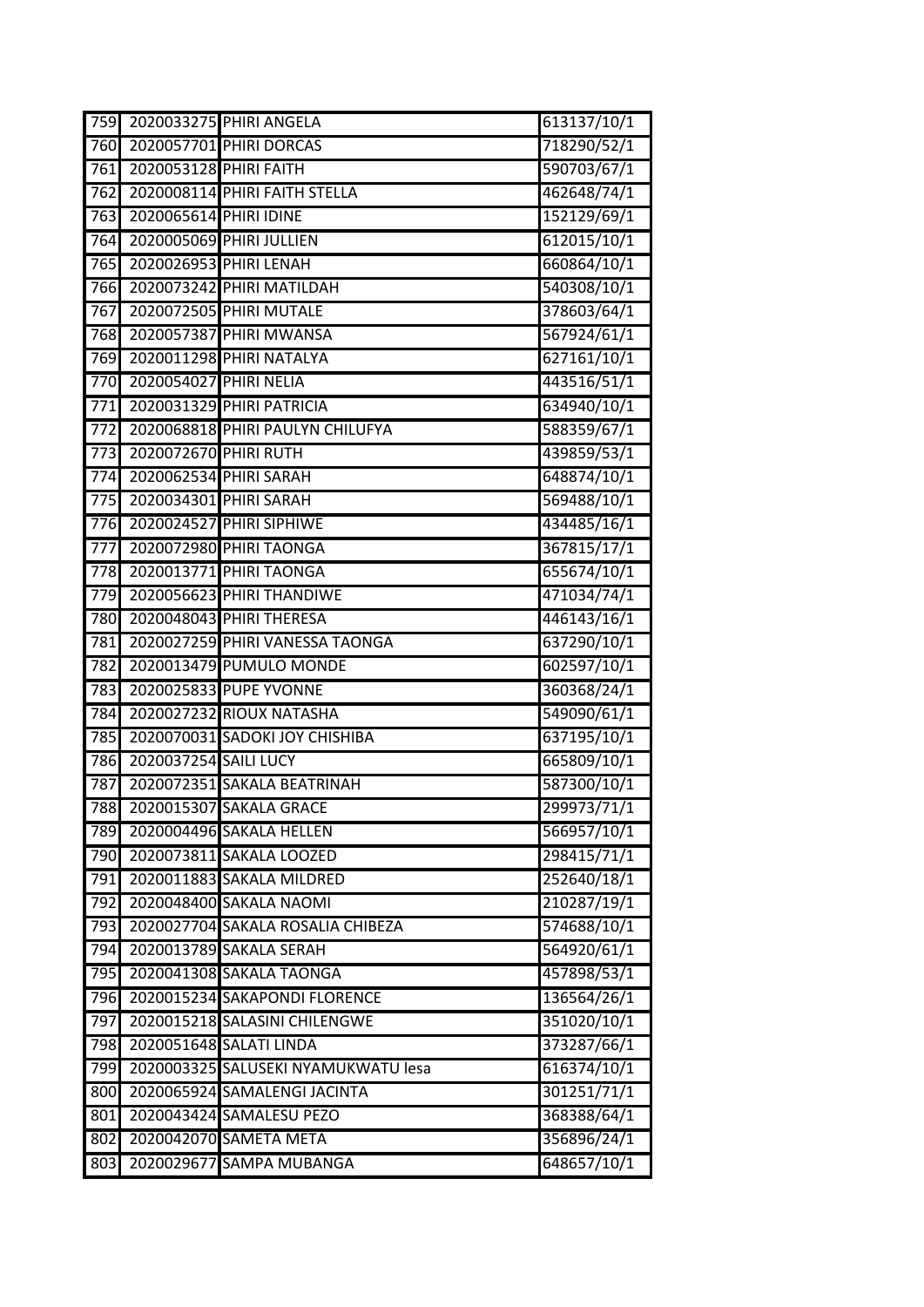| 759 | 2020033275 | PHIRI ANGELA | 613137/10/1 |
|---|---|---|---|
| 760 | 2020057701 | PHIRI DORCAS | 718290/52/1 |
| 761 | 2020053128 | PHIRI FAITH | 590703/67/1 |
| 762 | 2020008114 | PHIRI FAITH STELLA | 462648/74/1 |
| 763 | 2020065614 | PHIRI IDINE | 152129/69/1 |
| 764 | 2020005069 | PHIRI JULLIEN | 612015/10/1 |
| 765 | 2020026953 | PHIRI LENAH | 660864/10/1 |
| 766 | 2020073242 | PHIRI MATILDAH | 540308/10/1 |
| 767 | 2020072505 | PHIRI MUTALE | 378603/64/1 |
| 768 | 2020057387 | PHIRI MWANSA | 567924/61/1 |
| 769 | 2020011298 | PHIRI NATALYA | 627161/10/1 |
| 770 | 2020054027 | PHIRI NELIA | 443516/51/1 |
| 771 | 2020031329 | PHIRI PATRICIA | 634940/10/1 |
| 772 | 2020068818 | PHIRI PAULYN CHILUFYA | 588359/67/1 |
| 773 | 2020072670 | PHIRI RUTH | 439859/53/1 |
| 774 | 2020062534 | PHIRI SARAH | 648874/10/1 |
| 775 | 2020034301 | PHIRI SARAH | 569488/10/1 |
| 776 | 2020024527 | PHIRI SIPHIWE | 434485/16/1 |
| 777 | 2020072980 | PHIRI TAONGA | 367815/17/1 |
| 778 | 2020013771 | PHIRI TAONGA | 655674/10/1 |
| 779 | 2020056623 | PHIRI THANDIWE | 471034/74/1 |
| 780 | 2020048043 | PHIRI THERESA | 446143/16/1 |
| 781 | 2020027259 | PHIRI VANESSA TAONGA | 637290/10/1 |
| 782 | 2020013479 | PUMULO MONDE | 602597/10/1 |
| 783 | 2020025833 | PUPE YVONNE | 360368/24/1 |
| 784 | 2020027232 | RIOUX NATASHA | 549090/61/1 |
| 785 | 2020070031 | SADOKI JOY CHISHIBA | 637195/10/1 |
| 786 | 2020037254 | SAILI LUCY | 665809/10/1 |
| 787 | 2020072351 | SAKALA BEATRINAH | 587300/10/1 |
| 788 | 2020015307 | SAKALA GRACE | 299973/71/1 |
| 789 | 2020004496 | SAKALA HELLEN | 566957/10/1 |
| 790 | 2020073811 | SAKALA LOOZED | 298415/71/1 |
| 791 | 2020011883 | SAKALA MILDRED | 252640/18/1 |
| 792 | 2020048400 | SAKALA NAOMI | 210287/19/1 |
| 793 | 2020027704 | SAKALA ROSALIA CHIBEZA | 574688/10/1 |
| 794 | 2020013789 | SAKALA SERAH | 564920/61/1 |
| 795 | 2020041308 | SAKALA TAONGA | 457898/53/1 |
| 796 | 2020015234 | SAKAPONDI FLORENCE | 136564/26/1 |
| 797 | 2020015218 | SALASINI CHILENGWE | 351020/10/1 |
| 798 | 2020051648 | SALATI LINDA | 373287/66/1 |
| 799 | 2020003325 | SALUSEKI NYAMUKWATU lesa | 616374/10/1 |
| 800 | 2020065924 | SAMALENGI JACINTA | 301251/71/1 |
| 801 | 2020043424 | SAMALESU PEZO | 368388/64/1 |
| 802 | 2020042070 | SAMETA META | 356896/24/1 |
| 803 | 2020029677 | SAMPA MUBANGA | 648657/10/1 |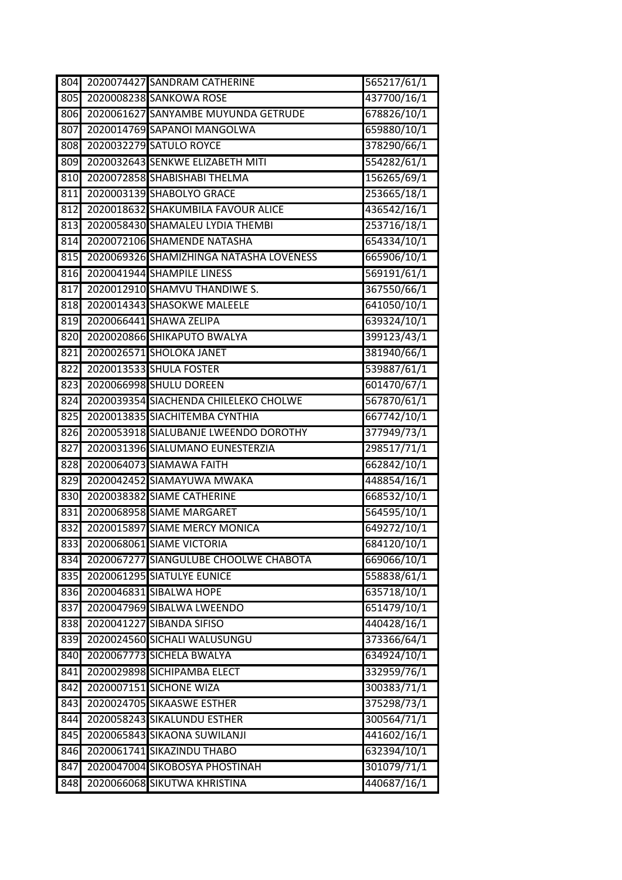| | | | |
|---|---|---|---|
| 804 | 2020074427 | SANDRAM CATHERINE | 565217/61/1 |
| 805 | 2020008238 | SANKOWA ROSE | 437700/16/1 |
| 806 | 2020061627 | SANYAMBE MUYUNDA GETRUDE | 678826/10/1 |
| 807 | 2020014769 | SAPANOI MANGOLWA | 659880/10/1 |
| 808 | 2020032279 | SATULO ROYCE | 378290/66/1 |
| 809 | 2020032643 | SENKWE ELIZABETH MITI | 554282/61/1 |
| 810 | 2020072858 | SHABISHABI THELMA | 156265/69/1 |
| 811 | 2020003139 | SHABOLYO GRACE | 253665/18/1 |
| 812 | 2020018632 | SHAKUMBILA FAVOUR ALICE | 436542/16/1 |
| 813 | 2020058430 | SHAMALEU LYDIA THEMBI | 253716/18/1 |
| 814 | 2020072106 | SHAMENDE NATASHA | 654334/10/1 |
| 815 | 2020069326 | SHAMIZHINGA NATASHA LOVENESS | 665906/10/1 |
| 816 | 2020041944 | SHAMPILE LINESS | 569191/61/1 |
| 817 | 2020012910 | SHAMVU THANDIWE S. | 367550/66/1 |
| 818 | 2020014343 | SHASOKWE MALEELE | 641050/10/1 |
| 819 | 2020066441 | SHAWA ZELIPA | 639324/10/1 |
| 820 | 2020020866 | SHIKAPUTO BWALYA | 399123/43/1 |
| 821 | 2020026571 | SHOLOKA JANET | 381940/66/1 |
| 822 | 2020013533 | SHULA FOSTER | 539887/61/1 |
| 823 | 2020066998 | SHULU DOREEN | 601470/67/1 |
| 824 | 2020039354 | SIACHENDA CHILELEKO CHOLWE | 567870/61/1 |
| 825 | 2020013835 | SIACHITEMBA CYNTHIA | 667742/10/1 |
| 826 | 2020053918 | SIALUBANJE LWEENDO DOROTHY | 377949/73/1 |
| 827 | 2020031396 | SIALUMANO EUNESTERZIA | 298517/71/1 |
| 828 | 2020064073 | SIAMAWA FAITH | 662842/10/1 |
| 829 | 2020042452 | SIAMAYUWA MWAKA | 448854/16/1 |
| 830 | 2020038382 | SIAME CATHERINE | 668532/10/1 |
| 831 | 2020068958 | SIAME MARGARET | 564595/10/1 |
| 832 | 2020015897 | SIAME MERCY MONICA | 649272/10/1 |
| 833 | 2020068061 | SIAME VICTORIA | 684120/10/1 |
| 834 | 2020067277 | SIANGULUBE CHOOLWE CHABOTA | 669066/10/1 |
| 835 | 2020061295 | SIATULYE EUNICE | 558838/61/1 |
| 836 | 2020046831 | SIBALWA HOPE | 635718/10/1 |
| 837 | 2020047969 | SIBALWA LWEENDO | 651479/10/1 |
| 838 | 2020041227 | SIBANDA SIFISO | 440428/16/1 |
| 839 | 2020024560 | SICHALI WALUSUNGU | 373366/64/1 |
| 840 | 2020067773 | SICHELA BWALYA | 634924/10/1 |
| 841 | 2020029898 | SICHIPAMBA ELECT | 332959/76/1 |
| 842 | 2020007151 | SICHONE WIZA | 300383/71/1 |
| 843 | 2020024705 | SIKAASWE ESTHER | 375298/73/1 |
| 844 | 2020058243 | SIKALUNDU ESTHER | 300564/71/1 |
| 845 | 2020065843 | SIKAONA SUWILANJI | 441602/16/1 |
| 846 | 2020061741 | SIKAZINDU THABO | 632394/10/1 |
| 847 | 2020047004 | SIKOBOSYA PHOSTINAH | 301079/71/1 |
| 848 | 2020066068 | SIKUTWA KHRISTINA | 440687/16/1 |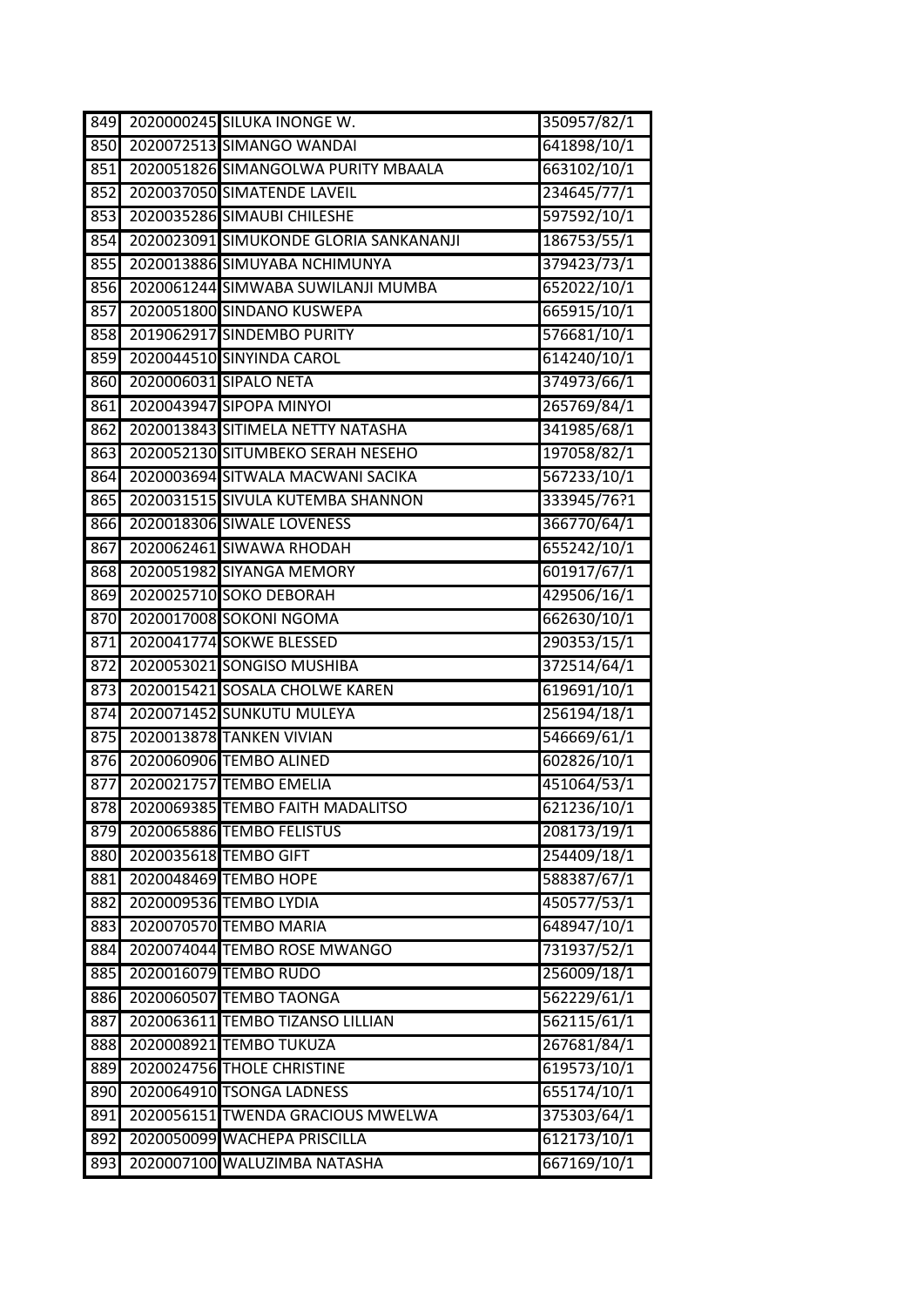| 849 | 2020000245 | SILUKA INONGE W. | 350957/82/1 |
|---|---|---|---|
| 850 | 2020072513 | SIMANGO WANDAI | 641898/10/1 |
| 851 | 2020051826 | SIMANGOLWA PURITY MBAALA | 663102/10/1 |
| 852 | 2020037050 | SIMATENDE LAVEIL | 234645/77/1 |
| 853 | 2020035286 | SIMAUBI CHILESHE | 597592/10/1 |
| 854 | 2020023091 | SIMUKONDE GLORIA SANKANANJI | 186753/55/1 |
| 855 | 2020013886 | SIMUYABA NCHIMUNYA | 379423/73/1 |
| 856 | 2020061244 | SIMWABA SUWILANJI MUMBA | 652022/10/1 |
| 857 | 2020051800 | SINDANO KUSWEPA | 665915/10/1 |
| 858 | 2019062917 | SINDEMBO PURITY | 576681/10/1 |
| 859 | 2020044510 | SINYINDA CAROL | 614240/10/1 |
| 860 | 2020006031 | SIPALO NETA | 374973/66/1 |
| 861 | 2020043947 | SIPOPA MINYOI | 265769/84/1 |
| 862 | 2020013843 | SITIMELA NETTY NATASHA | 341985/68/1 |
| 863 | 2020052130 | SITUMBEKO SERAH NESEHO | 197058/82/1 |
| 864 | 2020003694 | SITWALA MACWANI SACIKA | 567233/10/1 |
| 865 | 2020031515 | SIVULA KUTEMBA SHANNON | 333945/76?1 |
| 866 | 2020018306 | SIWALE LOVENESS | 366770/64/1 |
| 867 | 2020062461 | SIWAWA RHODAH | 655242/10/1 |
| 868 | 2020051982 | SIYANGA MEMORY | 601917/67/1 |
| 869 | 2020025710 | SOKO DEBORAH | 429506/16/1 |
| 870 | 2020017008 | SOKONI NGOMA | 662630/10/1 |
| 871 | 2020041774 | SOKWE BLESSED | 290353/15/1 |
| 872 | 2020053021 | SONGISO MUSHIBA | 372514/64/1 |
| 873 | 2020015421 | SOSALA CHOLWE KAREN | 619691/10/1 |
| 874 | 2020071452 | SUNKUTU MULEYA | 256194/18/1 |
| 875 | 2020013878 | TANKEN VIVIAN | 546669/61/1 |
| 876 | 2020060906 | TEMBO ALINED | 602826/10/1 |
| 877 | 2020021757 | TEMBO EMELIA | 451064/53/1 |
| 878 | 2020069385 | TEMBO FAITH MADALITSO | 621236/10/1 |
| 879 | 2020065886 | TEMBO FELISTUS | 208173/19/1 |
| 880 | 2020035618 | TEMBO GIFT | 254409/18/1 |
| 881 | 2020048469 | TEMBO HOPE | 588387/67/1 |
| 882 | 2020009536 | TEMBO LYDIA | 450577/53/1 |
| 883 | 2020070570 | TEMBO MARIA | 648947/10/1 |
| 884 | 2020074044 | TEMBO ROSE MWANGO | 731937/52/1 |
| 885 | 2020016079 | TEMBO RUDO | 256009/18/1 |
| 886 | 2020060507 | TEMBO TAONGA | 562229/61/1 |
| 887 | 2020063611 | TEMBO TIZANSO LILLIAN | 562115/61/1 |
| 888 | 2020008921 | TEMBO TUKUZA | 267681/84/1 |
| 889 | 2020024756 | THOLE CHRISTINE | 619573/10/1 |
| 890 | 2020064910 | TSONGA LADNESS | 655174/10/1 |
| 891 | 2020056151 | TWENDA GRACIOUS MWELWA | 375303/64/1 |
| 892 | 2020050099 | WACHEPA PRISCILLA | 612173/10/1 |
| 893 | 2020007100 | WALUZIMBA NATASHA | 667169/10/1 |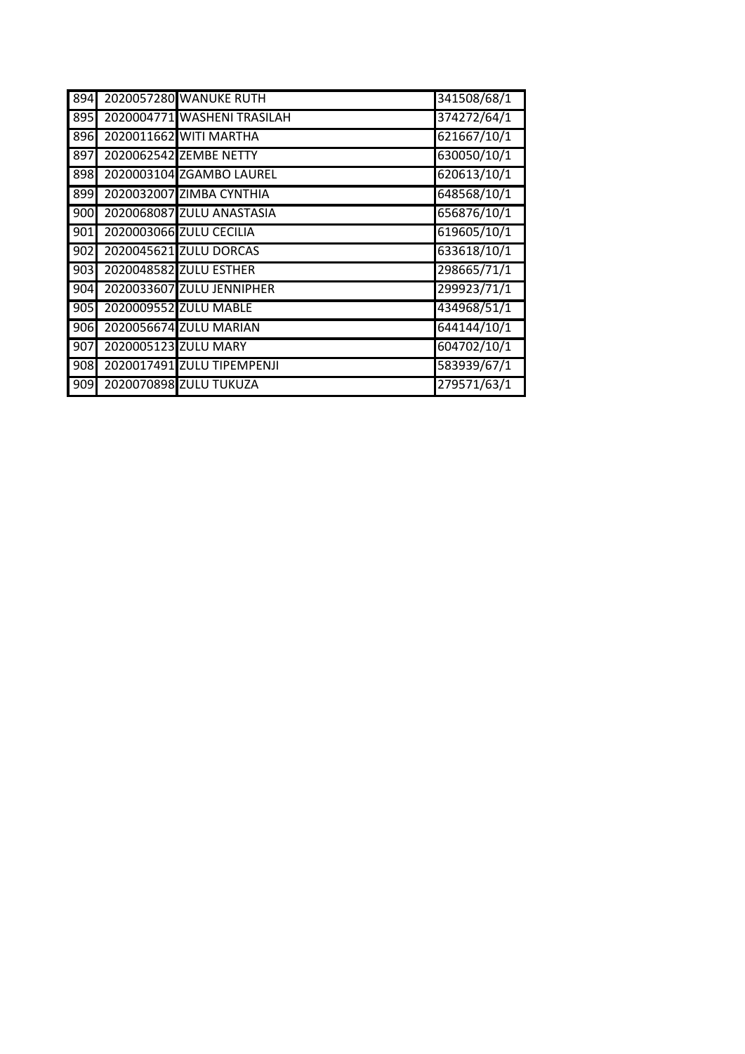| | | | |
|---|---|---|---|
| 894 | 2020057280 | WANUKE RUTH | 341508/68/1 |
| 895 | 2020004771 | WASHENI TRASILAH | 374272/64/1 |
| 896 | 2020011662 | WITI MARTHA | 621667/10/1 |
| 897 | 2020062542 | ZEMBE NETTY | 630050/10/1 |
| 898 | 2020003104 | ZGAMBO LAUREL | 620613/10/1 |
| 899 | 2020032007 | ZIMBA CYNTHIA | 648568/10/1 |
| 900 | 2020068087 | ZULU ANASTASIA | 656876/10/1 |
| 901 | 2020003066 | ZULU CECILIA | 619605/10/1 |
| 902 | 2020045621 | ZULU DORCAS | 633618/10/1 |
| 903 | 2020048582 | ZULU ESTHER | 298665/71/1 |
| 904 | 2020033607 | ZULU JENNIPHER | 299923/71/1 |
| 905 | 2020009552 | ZULU MABLE | 434968/51/1 |
| 906 | 2020056674 | ZULU MARIAN | 644144/10/1 |
| 907 | 2020005123 | ZULU MARY | 604702/10/1 |
| 908 | 2020017491 | ZULU TIPEMPENJI | 583939/67/1 |
| 909 | 2020070898 | ZULU TUKUZA | 279571/63/1 |